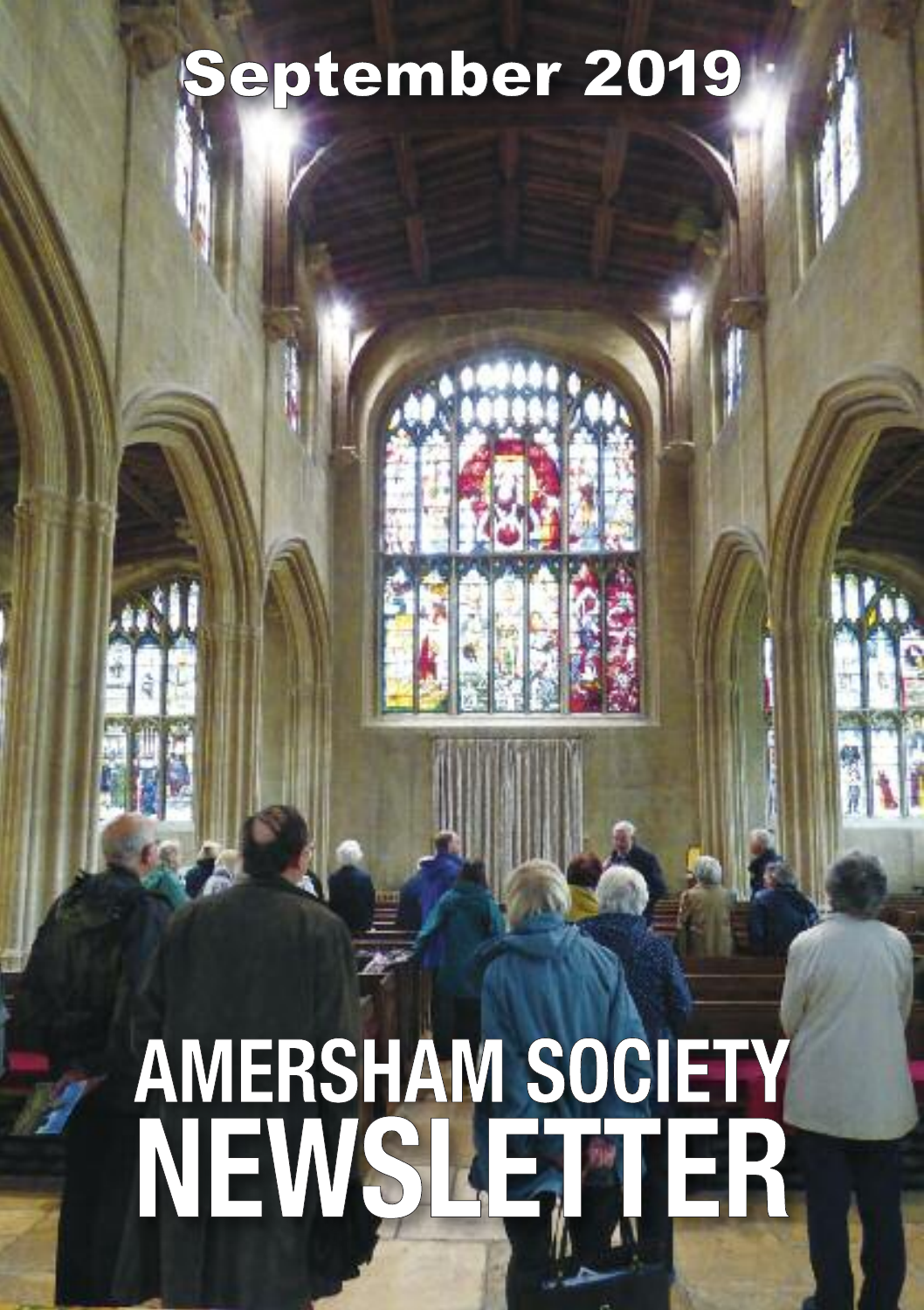# September 2019

# AMERSHAM SOCIETY NEWSLETTER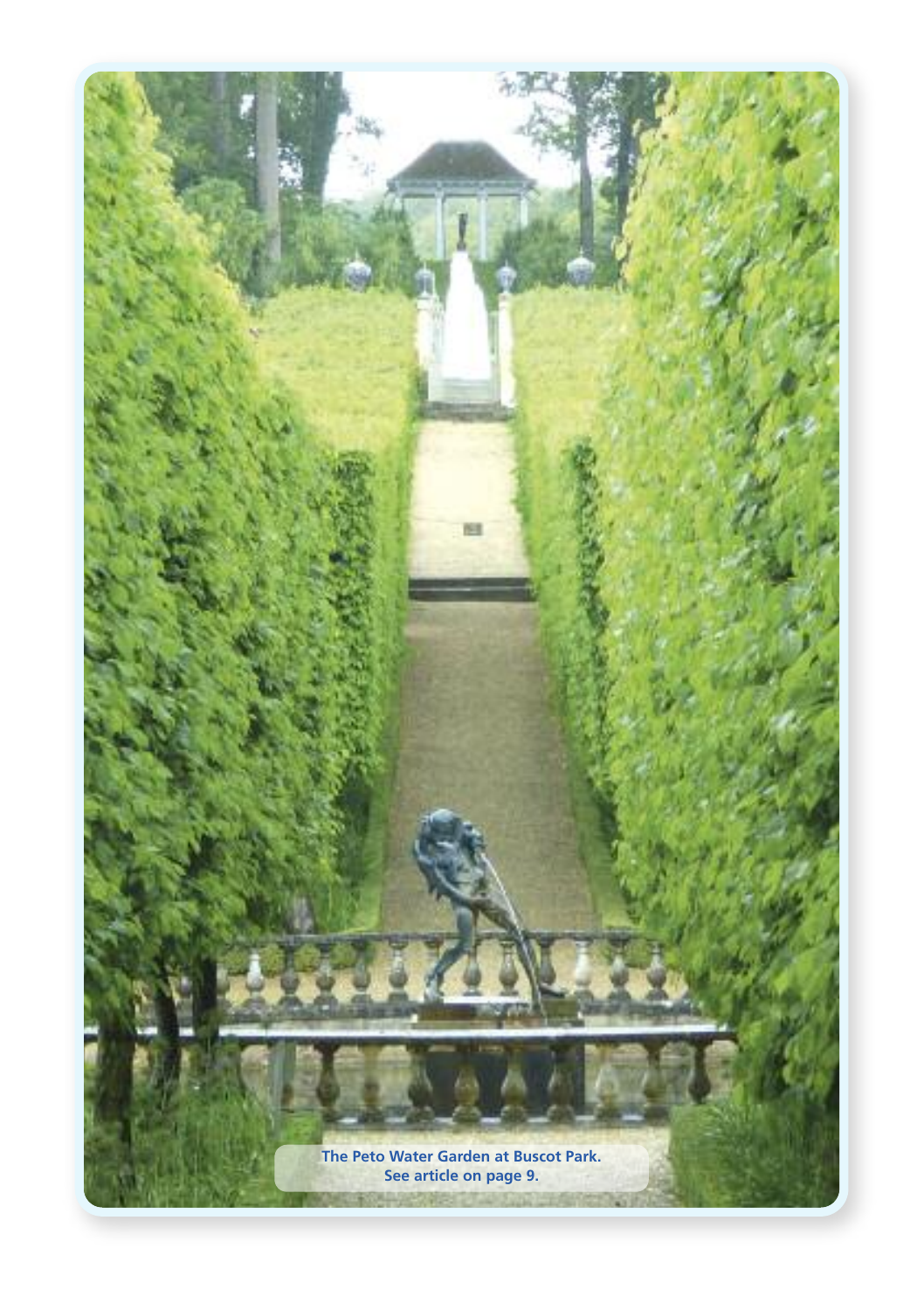The Peto Water Garden at Buscot Park.
See article on page 9.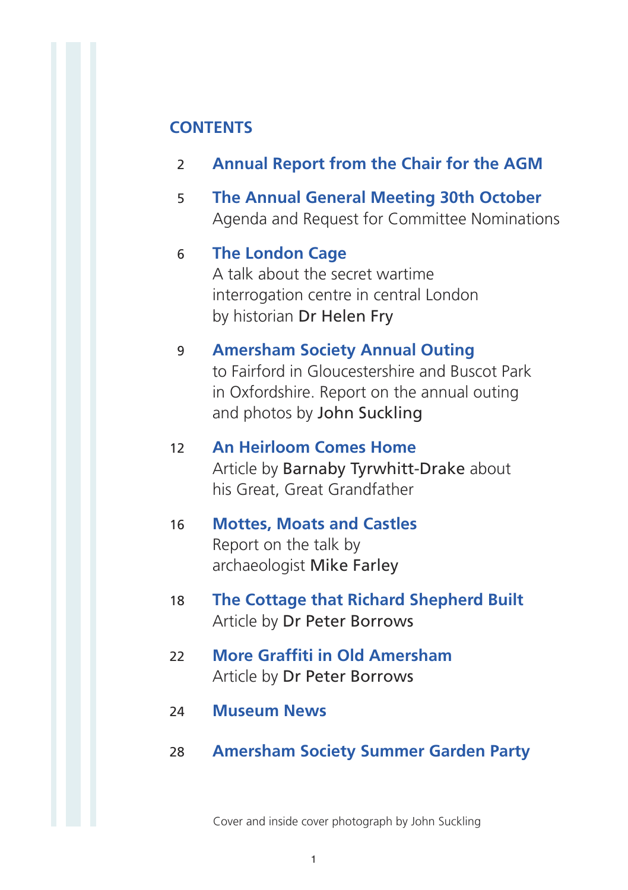## CONTENTS

2 **Annual Report from the Chair for the AGM**

5 **The Annual General Meeting 30th October**
Agenda and Request for Committee Nominations

6 **The London Cage**
A talk about the secret wartime interrogation centre in central London by historian Dr Helen Fry

9 **Amersham Society Annual Outing**
to Fairford in Gloucestershire and Buscot Park in Oxfordshire. Report on the annual outing and photos by John Suckling

12 **An Heirloom Comes Home**
Article by Barnaby Tyrwhitt-Drake about his Great, Great Grandfather

16 **Mottes, Moats and Castles**
Report on the talk by archaeologist Mike Farley

18 **The Cottage that Richard Shepherd Built**
Article by Dr Peter Borrows

22 **More Graffiti in Old Amersham**
Article by Dr Peter Borrows

24 **Museum News**

28 **Amersham Society Summer Garden Party**

Cover and inside cover photograph by John Suckling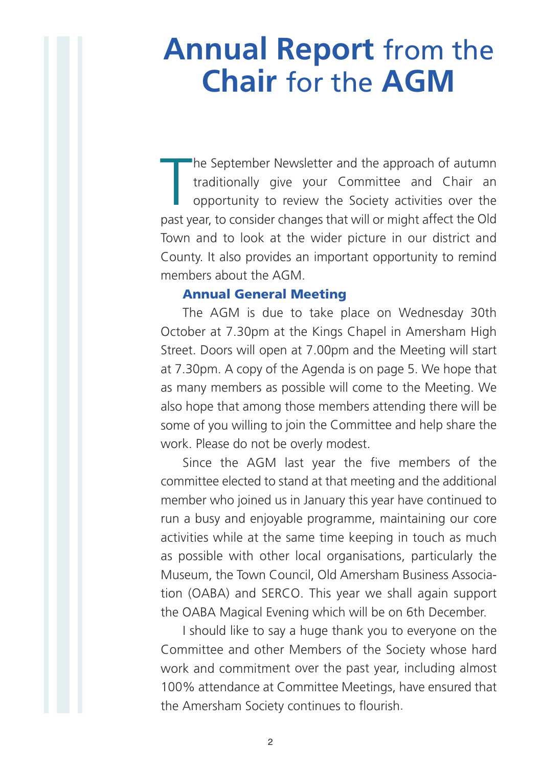# **Annual Report** from the **Chair** for the **AGM**

The September Newsletter and the approach of autumn traditionally give your Committee and Chair an opportunity to review the Society activities over the past year, to consider changes that will or might affect the Old Town and to look at the wider picture in our district and County. It also provides an important opportunity to remind members about the AGM.

### Annual General Meeting

The AGM is due to take place on Wednesday 30th October at 7.30pm at the Kings Chapel in Amersham High Street. Doors will open at 7.00pm and the Meeting will start at 7.30pm. A copy of the Agenda is on page 5. We hope that as many members as possible will come to the Meeting. We also hope that among those members attending there will be some of you willing to join the Committee and help share the work. Please do not be overly modest.

Since the AGM last year the five members of the committee elected to stand at that meeting and the additional member who joined us in January this year have continued to run a busy and enjoyable programme, maintaining our core activities while at the same time keeping in touch as much as possible with other local organisations, particularly the Museum, the Town Council, Old Amersham Business Association (OABA) and SERCO. This year we shall again support the OABA Magical Evening which will be on 6th December.

I should like to say a huge thank you to everyone on the Committee and other Members of the Society whose hard work and commitment over the past year, including almost 100% attendance at Committee Meetings, have ensured that the Amersham Society continues to flourish.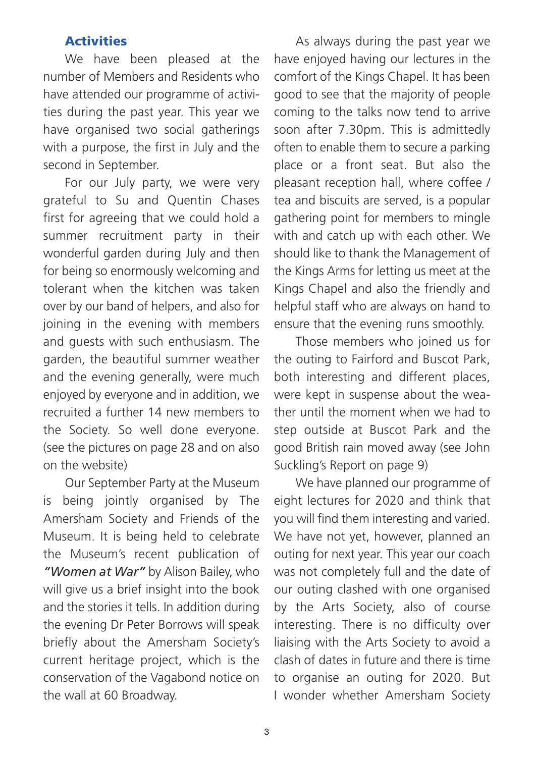## Activities

We have been pleased at the number of Members and Residents who have attended our programme of activities during the past year. This year we have organised two social gatherings with a purpose, the first in July and the second in September.

For our July party, we were very grateful to Su and Quentin Chases first for agreeing that we could hold a summer recruitment party in their wonderful garden during July and then for being so enormously welcoming and tolerant when the kitchen was taken over by our band of helpers, and also for joining in the evening with members and guests with such enthusiasm. The garden, the beautiful summer weather and the evening generally, were much enjoyed by everyone and in addition, we recruited a further 14 new members to the Society. So well done everyone. (see the pictures on page 28 and on also on the website)

Our September Party at the Museum is being jointly organised by The Amersham Society and Friends of the Museum. It is being held to celebrate the Museum's recent publication of ***"Women at War"*** by Alison Bailey, who will give us a brief insight into the book and the stories it tells. In addition during the evening Dr Peter Borrows will speak briefly about the Amersham Society's current heritage project, which is the conservation of the Vagabond notice on the wall at 60 Broadway.

As always during the past year we have enjoyed having our lectures in the comfort of the Kings Chapel. It has been good to see that the majority of people coming to the talks now tend to arrive soon after 7.30pm. This is admittedly often to enable them to secure a parking place or a front seat. But also the pleasant reception hall, where coffee / tea and biscuits are served, is a popular gathering point for members to mingle with and catch up with each other. We should like to thank the Management of the Kings Arms for letting us meet at the Kings Chapel and also the friendly and helpful staff who are always on hand to ensure that the evening runs smoothly.

Those members who joined us for the outing to Fairford and Buscot Park, both interesting and different places, were kept in suspense about the weather until the moment when we had to step outside at Buscot Park and the good British rain moved away (see John Suckling's Report on page 9)

We have planned our programme of eight lectures for 2020 and think that you will find them interesting and varied. We have not yet, however, planned an outing for next year. This year our coach was not completely full and the date of our outing clashed with one organised by the Arts Society, also of course interesting. There is no difficulty over liaising with the Arts Society to avoid a clash of dates in future and there is time to organise an outing for 2020. But I wonder whether Amersham Society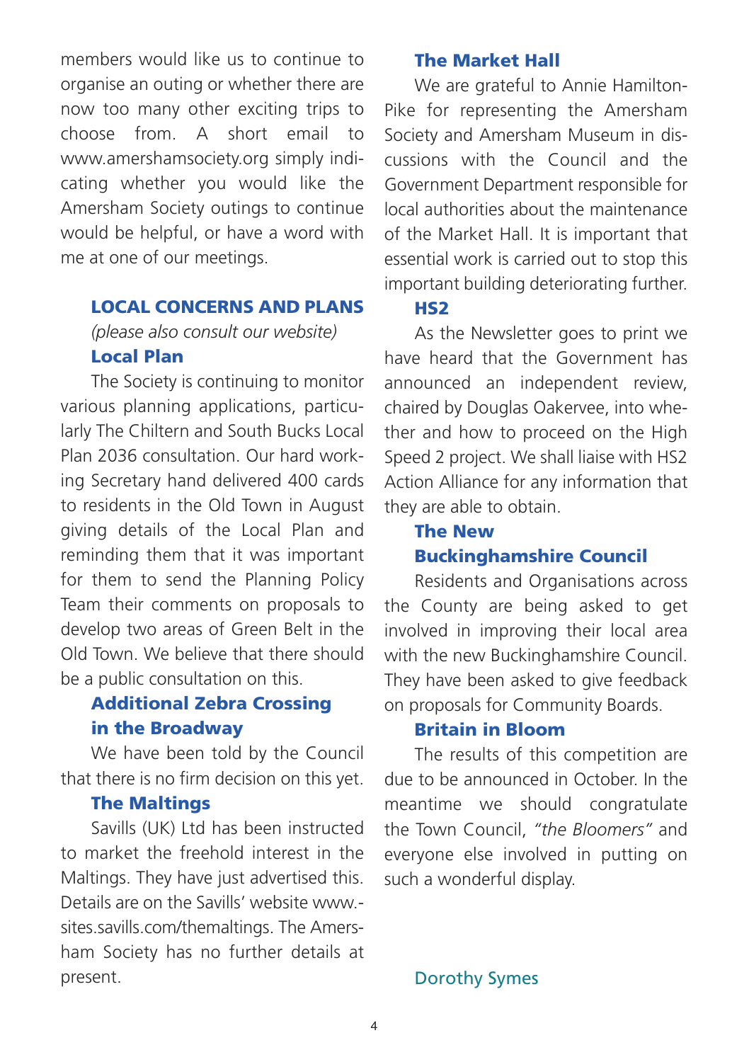members would like us to continue to organise an outing or whether there are now too many other exciting trips to choose from. A short email to www.amershamsociety.org simply indicating whether you would like the Amersham Society outings to continue would be helpful, or have a word with me at one of our meetings.

## LOCAL CONCERNS AND PLANS

*(please also consult our website)*

### Local Plan

The Society is continuing to monitor various planning applications, particularly The Chiltern and South Bucks Local Plan 2036 consultation. Our hard working Secretary hand delivered 400 cards to residents in the Old Town in August giving details of the Local Plan and reminding them that it was important for them to send the Planning Policy Team their comments on proposals to develop two areas of Green Belt in the Old Town. We believe that there should be a public consultation on this.

### Additional Zebra Crossing in the Broadway

We have been told by the Council that there is no firm decision on this yet.

### The Maltings

Savills (UK) Ltd has been instructed to market the freehold interest in the Maltings. They have just advertised this. Details are on the Savills' website www.sites.savills.com/themaltings. The Amersham Society has no further details at present.

### The Market Hall

We are grateful to Annie Hamilton-Pike for representing the Amersham Society and Amersham Museum in discussions with the Council and the Government Department responsible for local authorities about the maintenance of the Market Hall. It is important that essential work is carried out to stop this important building deteriorating further.

### HS2

As the Newsletter goes to print we have heard that the Government has announced an independent review, chaired by Douglas Oakervee, into whether and how to proceed on the High Speed 2 project. We shall liaise with HS2 Action Alliance for any information that they are able to obtain.

### The New Buckinghamshire Council

Residents and Organisations across the County are being asked to get involved in improving their local area with the new Buckinghamshire Council. They have been asked to give feedback on proposals for Community Boards.

### Britain in Bloom

The results of this competition are due to be announced in October. In the meantime we should congratulate the Town Council, *"the Bloomers"* and everyone else involved in putting on such a wonderful display.

Dorothy Symes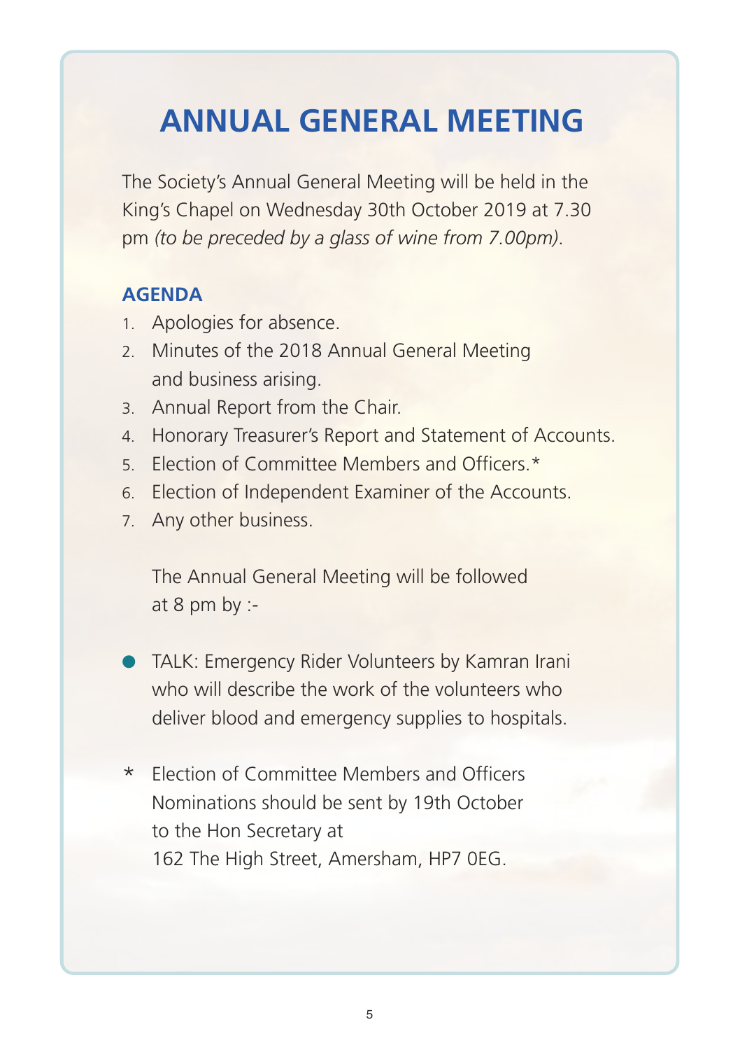# ANNUAL GENERAL MEETING

The Society's Annual General Meeting will be held in the King's Chapel on Wednesday 30th October 2019 at 7.30 pm *(to be preceded by a glass of wine from 7.00pm)*.

## AGENDA

1. Apologies for absence.
2. Minutes of the 2018 Annual General Meeting and business arising.
3. Annual Report from the Chair.
4. Honorary Treasurer's Report and Statement of Accounts.
5. Election of Committee Members and Officers.*
6. Election of Independent Examiner of the Accounts.
7. Any other business.

The Annual General Meeting will be followed at 8 pm by :-

- TALK: Emergency Rider Volunteers by Kamran Irani who will describe the work of the volunteers who deliver blood and emergency supplies to hospitals.

\* Election of Committee Members and Officers
Nominations should be sent by 19th October to the Hon Secretary at
162 The High Street, Amersham, HP7 0EG.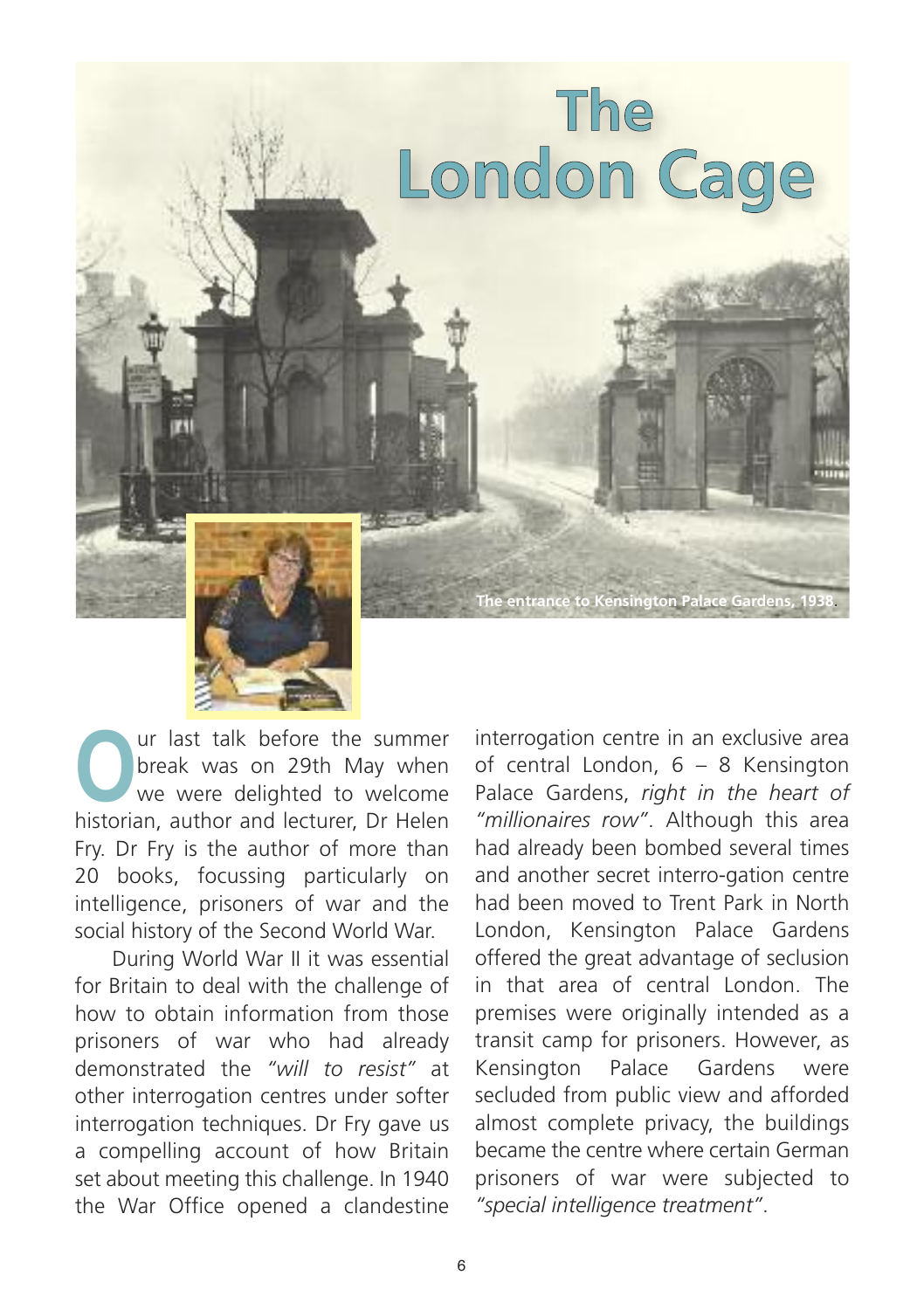# The London Cage

The entrance to Kensington Palace Gardens, 1938.

Our last talk before the summer break was on 29th May when we were delighted to welcome historian, author and lecturer, Dr Helen Fry. Dr Fry is the author of more than 20 books, focussing particularly on intelligence, prisoners of war and the social history of the Second World War.

During World War II it was essential for Britain to deal with the challenge of how to obtain information from those prisoners of war who had already demonstrated the *"will to resist"* at other interrogation centres under softer interrogation techniques. Dr Fry gave us a compelling account of how Britain set about meeting this challenge. In 1940 the War Office opened a clandestine interrogation centre in an exclusive area of central London, 6 – 8 Kensington Palace Gardens, *right in the heart of "millionaires row"*. Although this area had already been bombed several times and another secret interro-gation centre had been moved to Trent Park in North London, Kensington Palace Gardens offered the great advantage of seclusion in that area of central London. The premises were originally intended as a transit camp for prisoners. However, as Kensington Palace Gardens were secluded from public view and afforded almost complete privacy, the buildings became the centre where certain German prisoners of war were subjected to *"special intelligence treatment"*.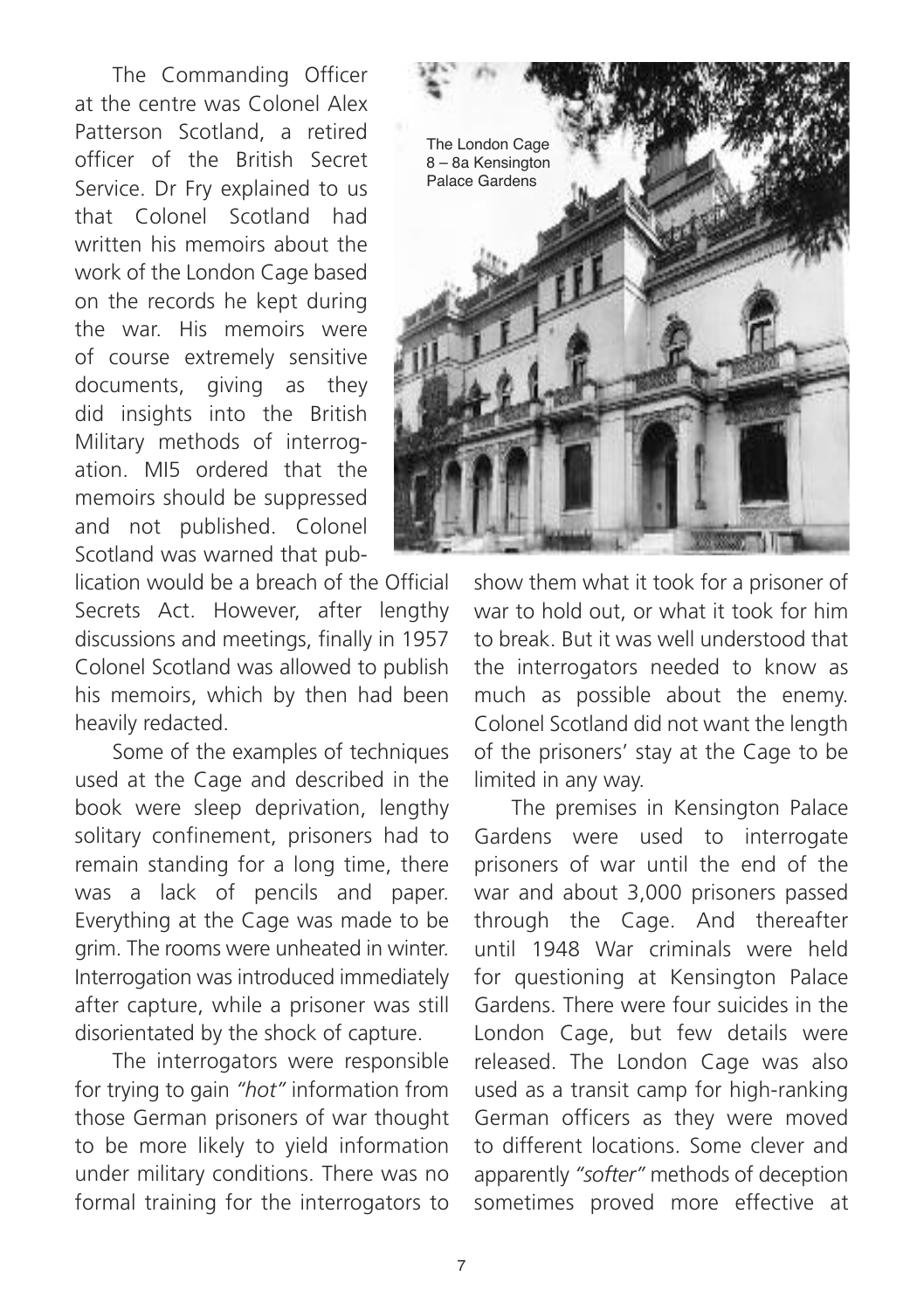The Commanding Officer at the centre was Colonel Alex Patterson Scotland, a retired officer of the British Secret Service. Dr Fry explained to us that Colonel Scotland had written his memoirs about the work of the London Cage based on the records he kept during the war. His memoirs were of course extremely sensitive documents, giving as they did insights into the British Military methods of interrogation. MI5 ordered that the memoirs should be suppressed and not published. Colonel Scotland was warned that publication would be a breach of the Official Secrets Act. However, after lengthy discussions and meetings, finally in 1957 Colonel Scotland was allowed to publish his memoirs, which by then had been heavily redacted.

The London Cage
8 – 8a Kensington
Palace Gardens

Some of the examples of techniques used at the Cage and described in the book were sleep deprivation, lengthy solitary confinement, prisoners had to remain standing for a long time, there was a lack of pencils and paper. Everything at the Cage was made to be grim. The rooms were unheated in winter. Interrogation was introduced immediately after capture, while a prisoner was still disorientated by the shock of capture.

The interrogators were responsible for trying to gain *"hot"* information from those German prisoners of war thought to be more likely to yield information under military conditions. There was no formal training for the interrogators to show them what it took for a prisoner of war to hold out, or what it took for him to break. But it was well understood that the interrogators needed to know as much as possible about the enemy. Colonel Scotland did not want the length of the prisoners' stay at the Cage to be limited in any way.

The premises in Kensington Palace Gardens were used to interrogate prisoners of war until the end of the war and about 3,000 prisoners passed through the Cage. And thereafter until 1948 War criminals were held for questioning at Kensington Palace Gardens. There were four suicides in the London Cage, but few details were released. The London Cage was also used as a transit camp for high-ranking German officers as they were moved to different locations. Some clever and apparently *"softer"* methods of deception sometimes proved more effective at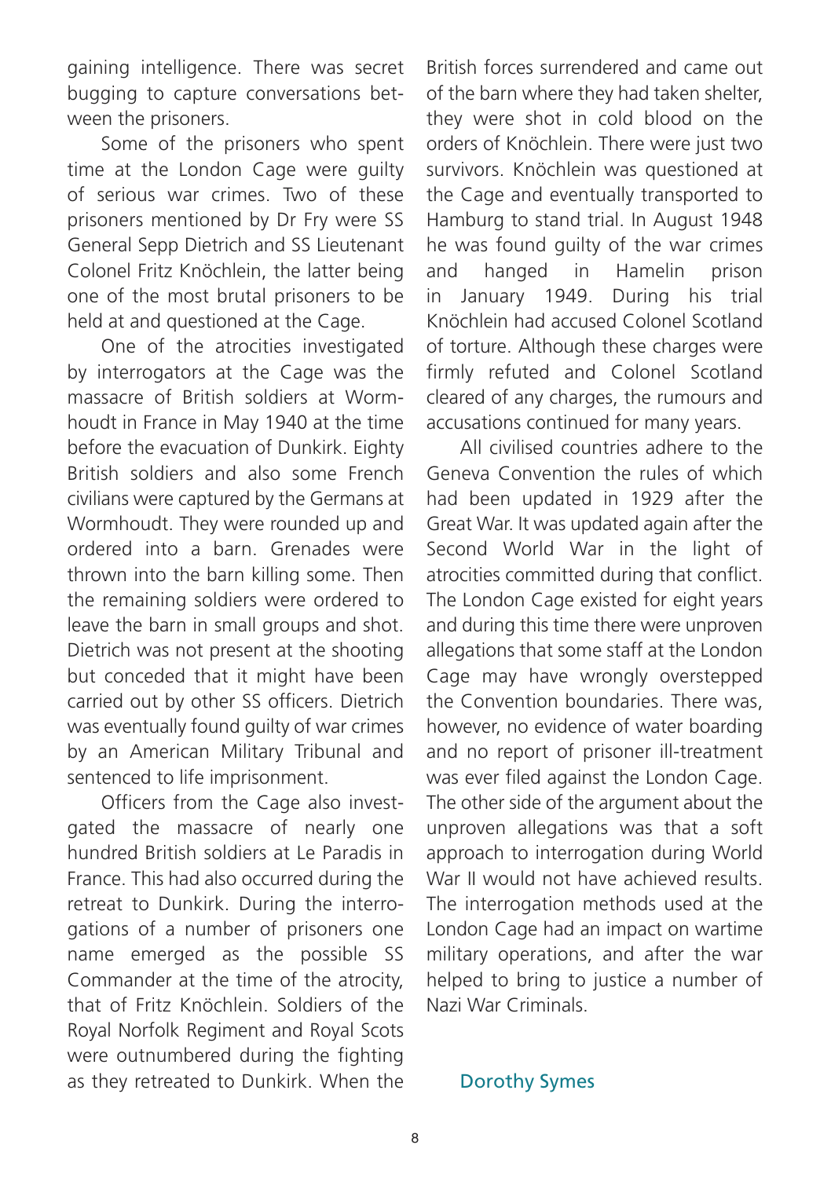gaining intelligence. There was secret bugging to capture conversations between the prisoners.

Some of the prisoners who spent time at the London Cage were guilty of serious war crimes. Two of these prisoners mentioned by Dr Fry were SS General Sepp Dietrich and SS Lieutenant Colonel Fritz Knöchlein, the latter being one of the most brutal prisoners to be held at and questioned at the Cage.

One of the atrocities investigated by interrogators at the Cage was the massacre of British soldiers at Wormhoudt in France in May 1940 at the time before the evacuation of Dunkirk. Eighty British soldiers and also some French civilians were captured by the Germans at Wormhoudt. They were rounded up and ordered into a barn. Grenades were thrown into the barn killing some. Then the remaining soldiers were ordered to leave the barn in small groups and shot. Dietrich was not present at the shooting but conceded that it might have been carried out by other SS officers. Dietrich was eventually found guilty of war crimes by an American Military Tribunal and sentenced to life imprisonment.

Officers from the Cage also investgated the massacre of nearly one hundred British soldiers at Le Paradis in France. This had also occurred during the retreat to Dunkirk. During the interrogations of a number of prisoners one name emerged as the possible SS Commander at the time of the atrocity, that of Fritz Knöchlein. Soldiers of the Royal Norfolk Regiment and Royal Scots were outnumbered during the fighting as they retreated to Dunkirk. When the British forces surrendered and came out of the barn where they had taken shelter, they were shot in cold blood on the orders of Knöchlein. There were just two survivors. Knöchlein was questioned at the Cage and eventually transported to Hamburg to stand trial. In August 1948 he was found guilty of the war crimes and hanged in Hamelin prison in January 1949. During his trial Knöchlein had accused Colonel Scotland of torture. Although these charges were firmly refuted and Colonel Scotland cleared of any charges, the rumours and accusations continued for many years.

All civilised countries adhere to the Geneva Convention the rules of which had been updated in 1929 after the Great War. It was updated again after the Second World War in the light of atrocities committed during that conflict. The London Cage existed for eight years and during this time there were unproven allegations that some staff at the London Cage may have wrongly overstepped the Convention boundaries. There was, however, no evidence of water boarding and no report of prisoner ill-treatment was ever filed against the London Cage. The other side of the argument about the unproven allegations was that a soft approach to interrogation during World War II would not have achieved results. The interrogation methods used at the London Cage had an impact on wartime military operations, and after the war helped to bring to justice a number of Nazi War Criminals.

Dorothy Symes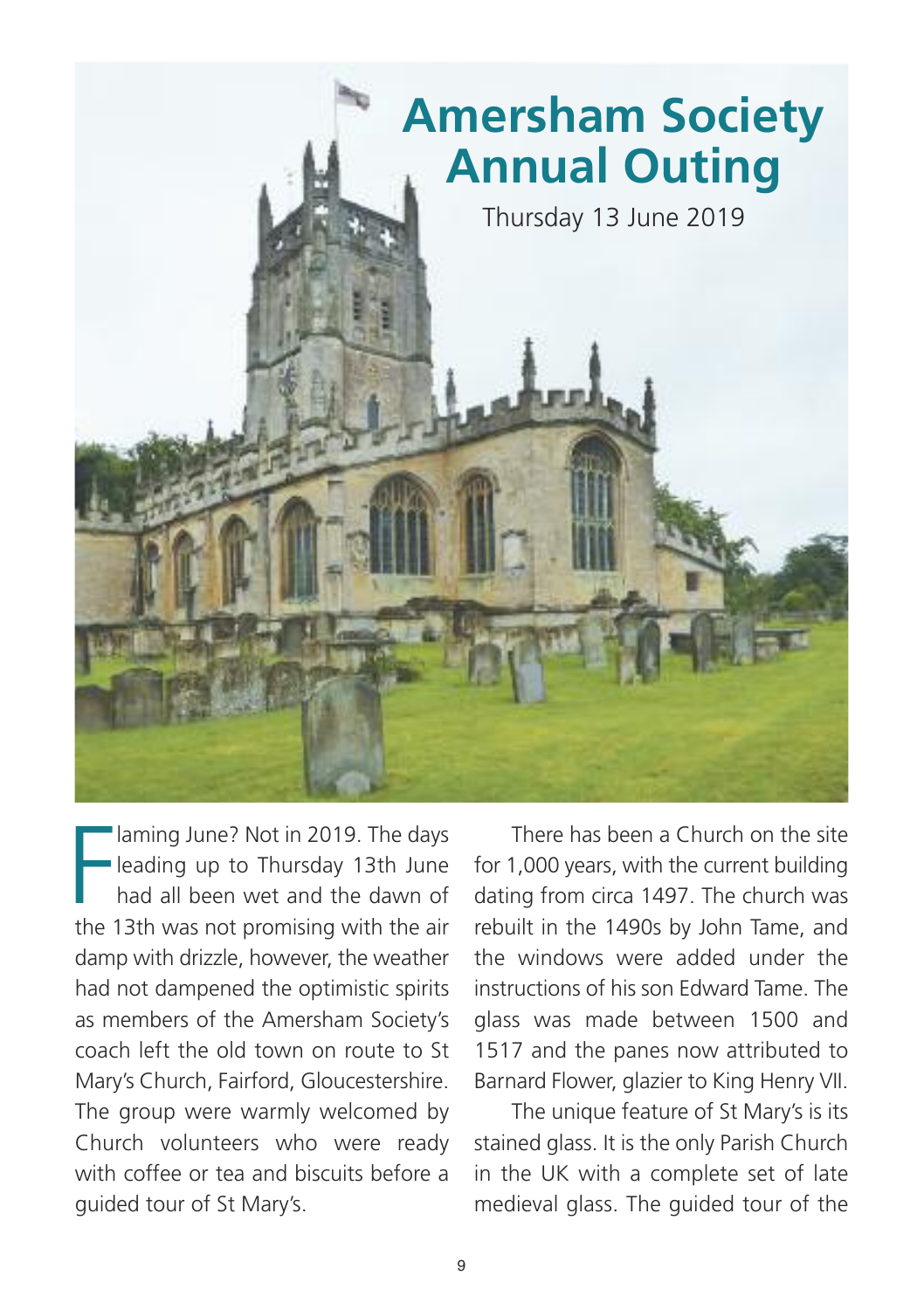# Amersham Society Annual Outing

Thursday 13 June 2019

Flaming June? Not in 2019. The days leading up to Thursday 13th June had all been wet and the dawn of the 13th was not promising with the air damp with drizzle, however, the weather had not dampened the optimistic spirits as members of the Amersham Society's coach left the old town on route to St Mary's Church, Fairford, Gloucestershire. The group were warmly welcomed by Church volunteers who were ready with coffee or tea and biscuits before a guided tour of St Mary's.

There has been a Church on the site for 1,000 years, with the current building dating from circa 1497. The church was rebuilt in the 1490s by John Tame, and the windows were added under the instructions of his son Edward Tame. The glass was made between 1500 and 1517 and the panes now attributed to Barnard Flower, glazier to King Henry VII.

The unique feature of St Mary's is its stained glass. It is the only Parish Church in the UK with a complete set of late medieval glass. The guided tour of the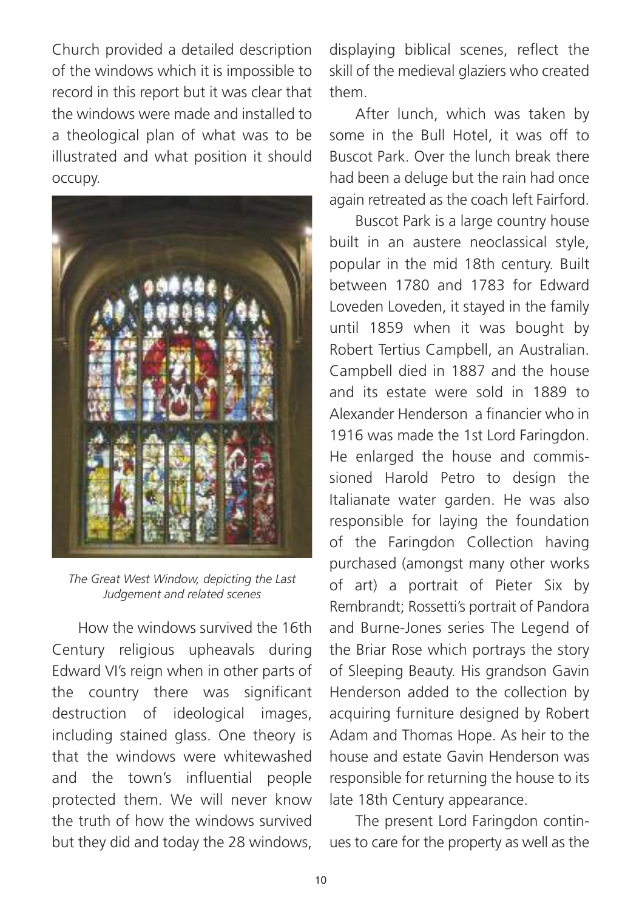Church provided a detailed description of the windows which it is impossible to record in this report but it was clear that the windows were made and installed to a theological plan of what was to be illustrated and what position it should occupy.

*The Great West Window, depicting the Last Judgement and related scenes*

How the windows survived the 16th Century religious upheavals during Edward VI's reign when in other parts of the country there was significant destruction of ideological images, including stained glass. One theory is that the windows were whitewashed and the town's influential people protected them. We will never know the truth of how the windows survived but they did and today the 28 windows, displaying biblical scenes, reflect the skill of the medieval glaziers who created them.

After lunch, which was taken by some in the Bull Hotel, it was off to Buscot Park. Over the lunch break there had been a deluge but the rain had once again retreated as the coach left Fairford.

Buscot Park is a large country house built in an austere neoclassical style, popular in the mid 18th century. Built between 1780 and 1783 for Edward Loveden Loveden, it stayed in the family until 1859 when it was bought by Robert Tertius Campbell, an Australian. Campbell died in 1887 and the house and its estate were sold in 1889 to Alexander Henderson a financier who in 1916 was made the 1st Lord Faringdon. He enlarged the house and commissioned Harold Petro to design the Italianate water garden. He was also responsible for laying the foundation of the Faringdon Collection having purchased (amongst many other works of art) a portrait of Pieter Six by Rembrandt; Rossetti's portrait of Pandora and Burne-Jones series The Legend of the Briar Rose which portrays the story of Sleeping Beauty. His grandson Gavin Henderson added to the collection by acquiring furniture designed by Robert Adam and Thomas Hope. As heir to the house and estate Gavin Henderson was responsible for returning the house to its late 18th Century appearance.

The present Lord Faringdon continues to care for the property as well as the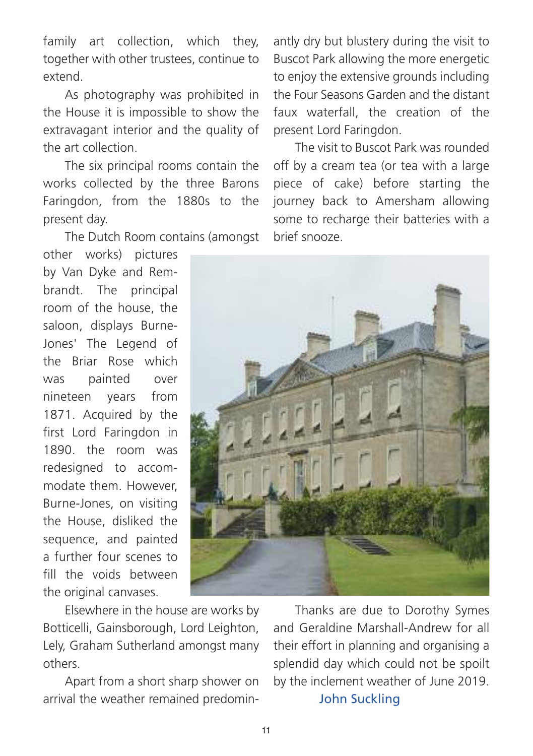family art collection, which they, together with other trustees, continue to extend.

As photography was prohibited in the House it is impossible to show the extravagant interior and the quality of the art collection.

The six principal rooms contain the works collected by the three Barons Faringdon, from the 1880s to the present day.

The Dutch Room contains (amongst other works) pictures by Van Dyke and Rembrandt. The principal room of the house, the saloon, displays Burne-Jones' The Legend of the Briar Rose which was painted over nineteen years from 1871. Acquired by the first Lord Faringdon in 1890. the room was redesigned to accommodate them. However, Burne-Jones, on visiting the House, disliked the sequence, and painted a further four scenes to fill the voids between the original canvases.

Elsewhere in the house are works by Botticelli, Gainsborough, Lord Leighton, Lely, Graham Sutherland amongst many others.

Apart from a short sharp shower on arrival the weather remained predominantly dry but blustery during the visit to Buscot Park allowing the more energetic to enjoy the extensive grounds including the Four Seasons Garden and the distant faux waterfall, the creation of the present Lord Faringdon.

The visit to Buscot Park was rounded off by a cream tea (or tea with a large piece of cake) before starting the journey back to Amersham allowing some to recharge their batteries with a brief snooze.

Thanks are due to Dorothy Symes and Geraldine Marshall-Andrew for all their effort in planning and organising a splendid day which could not be spoilt by the inclement weather of June 2019.

John Suckling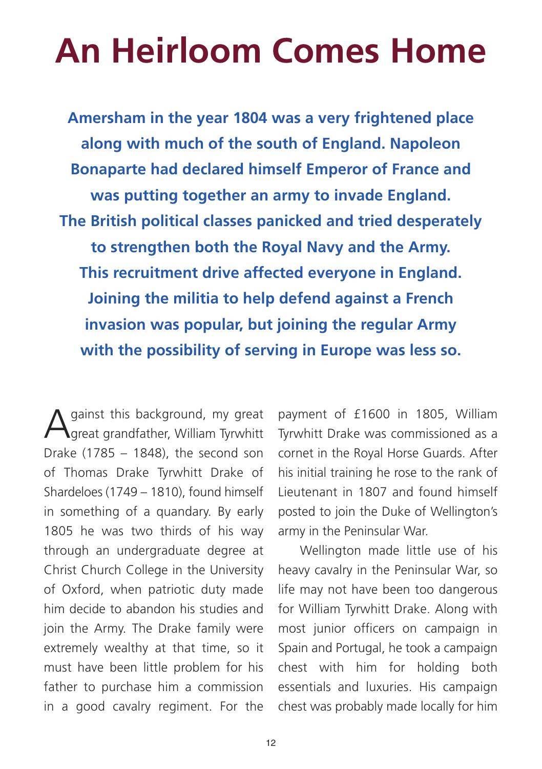# An Heirloom Comes Home

**Amersham in the year 1804 was a very frightened place along with much of the south of England. Napoleon Bonaparte had declared himself Emperor of France and was putting together an army to invade England. The British political classes panicked and tried desperately to strengthen both the Royal Navy and the Army. This recruitment drive affected everyone in England. Joining the militia to help defend against a French invasion was popular, but joining the regular Army with the possibility of serving in Europe was less so.**

Against this background, my great great grandfather, William Tyrwhitt Drake (1785 – 1848), the second son of Thomas Drake Tyrwhitt Drake of Shardeloes (1749 – 1810), found himself in something of a quandary. By early 1805 he was two thirds of his way through an undergraduate degree at Christ Church College in the University of Oxford, when patriotic duty made him decide to abandon his studies and join the Army. The Drake family were extremely wealthy at that time, so it must have been little problem for his father to purchase him a commission in a good cavalry regiment. For the payment of £1600 in 1805, William Tyrwhitt Drake was commissioned as a cornet in the Royal Horse Guards. After his initial training he rose to the rank of Lieutenant in 1807 and found himself posted to join the Duke of Wellington's army in the Peninsular War.

Wellington made little use of his heavy cavalry in the Peninsular War, so life may not have been too dangerous for William Tyrwhitt Drake. Along with most junior officers on campaign in Spain and Portugal, he took a campaign chest with him for holding both essentials and luxuries. His campaign chest was probably made locally for him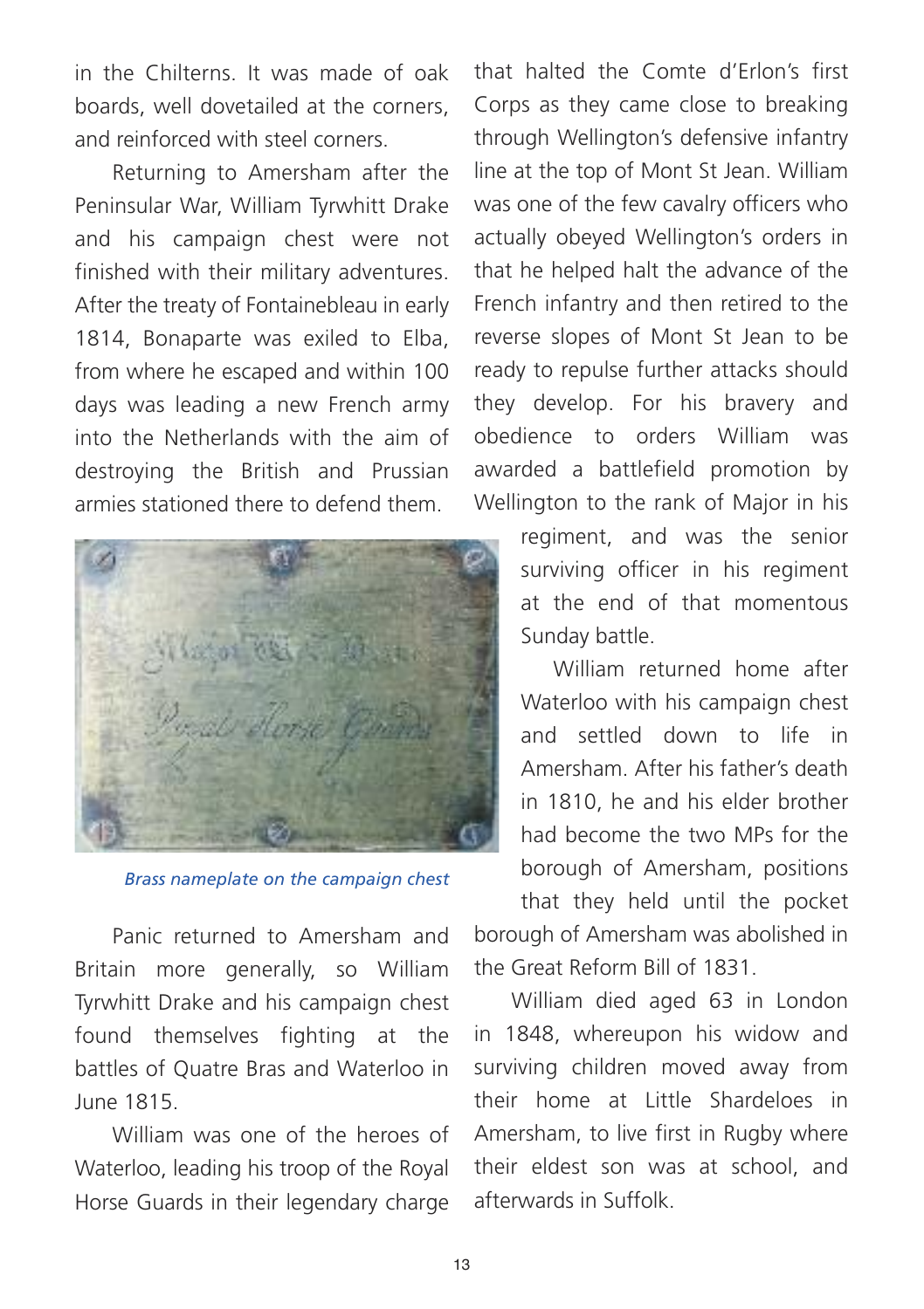in the Chilterns. It was made of oak boards, well dovetailed at the corners, and reinforced with steel corners.

Returning to Amersham after the Peninsular War, William Tyrwhitt Drake and his campaign chest were not finished with their military adventures. After the treaty of Fontainebleau in early 1814, Bonaparte was exiled to Elba, from where he escaped and within 100 days was leading a new French army into the Netherlands with the aim of destroying the British and Prussian armies stationed there to defend them.

*Brass nameplate on the campaign chest*

Panic returned to Amersham and Britain more generally, so William Tyrwhitt Drake and his campaign chest found themselves fighting at the battles of Quatre Bras and Waterloo in June 1815.

William was one of the heroes of Waterloo, leading his troop of the Royal Horse Guards in their legendary charge that halted the Comte d'Erlon's first Corps as they came close to breaking through Wellington's defensive infantry line at the top of Mont St Jean. William was one of the few cavalry officers who actually obeyed Wellington's orders in that he helped halt the advance of the French infantry and then retired to the reverse slopes of Mont St Jean to be ready to repulse further attacks should they develop. For his bravery and obedience to orders William was awarded a battlefield promotion by Wellington to the rank of Major in his regiment, and was the senior surviving officer in his regiment at the end of that momentous Sunday battle.

William returned home after Waterloo with his campaign chest and settled down to life in Amersham. After his father's death in 1810, he and his elder brother had become the two MPs for the borough of Amersham, positions that they held until the pocket borough of Amersham was abolished in the Great Reform Bill of 1831.

William died aged 63 in London in 1848, whereupon his widow and surviving children moved away from their home at Little Shardeloes in Amersham, to live first in Rugby where their eldest son was at school, and afterwards in Suffolk.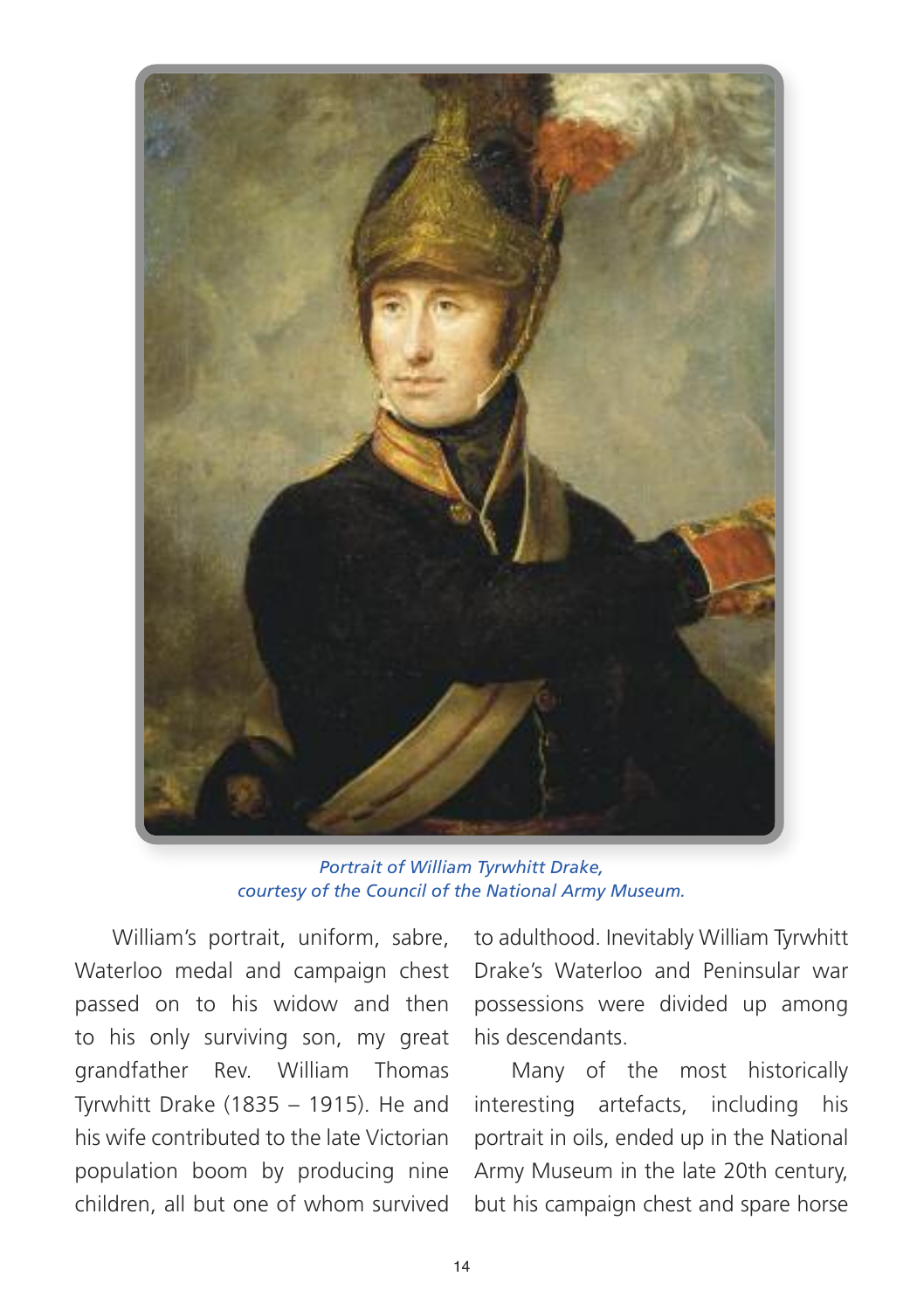*Portrait of William Tyrwhitt Drake, courtesy of the Council of the National Army Museum.*

William's portrait, uniform, sabre, Waterloo medal and campaign chest passed on to his widow and then to his only surviving son, my great grandfather Rev. William Thomas Tyrwhitt Drake (1835 – 1915). He and his wife contributed to the late Victorian population boom by producing nine children, all but one of whom survived to adulthood. Inevitably William Tyrwhitt Drake's Waterloo and Peninsular war possessions were divided up among his descendants.

Many of the most historically interesting artefacts, including his portrait in oils, ended up in the National Army Museum in the late 20th century, but his campaign chest and spare horse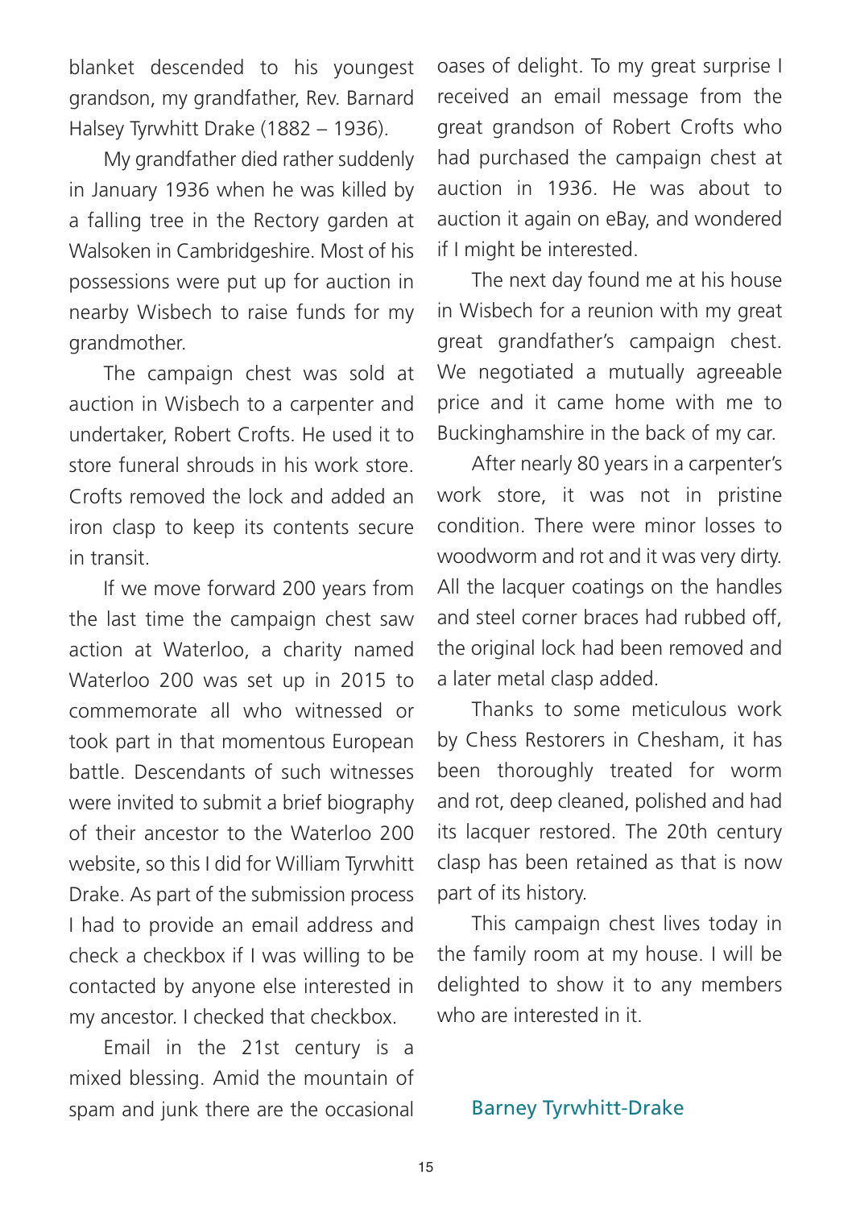blanket descended to his youngest grandson, my grandfather, Rev. Barnard Halsey Tyrwhitt Drake (1882 – 1936).

My grandfather died rather suddenly in January 1936 when he was killed by a falling tree in the Rectory garden at Walsoken in Cambridgeshire. Most of his possessions were put up for auction in nearby Wisbech to raise funds for my grandmother.

The campaign chest was sold at auction in Wisbech to a carpenter and undertaker, Robert Crofts. He used it to store funeral shrouds in his work store. Crofts removed the lock and added an iron clasp to keep its contents secure in transit.

If we move forward 200 years from the last time the campaign chest saw action at Waterloo, a charity named Waterloo 200 was set up in 2015 to commemorate all who witnessed or took part in that momentous European battle. Descendants of such witnesses were invited to submit a brief biography of their ancestor to the Waterloo 200 website, so this I did for William Tyrwhitt Drake. As part of the submission process I had to provide an email address and check a checkbox if I was willing to be contacted by anyone else interested in my ancestor. I checked that checkbox.

Email in the 21st century is a mixed blessing. Amid the mountain of spam and junk there are the occasional oases of delight. To my great surprise I received an email message from the great grandson of Robert Crofts who had purchased the campaign chest at auction in 1936. He was about to auction it again on eBay, and wondered if I might be interested.

The next day found me at his house in Wisbech for a reunion with my great great grandfather's campaign chest. We negotiated a mutually agreeable price and it came home with me to Buckinghamshire in the back of my car.

After nearly 80 years in a carpenter's work store, it was not in pristine condition. There were minor losses to woodworm and rot and it was very dirty. All the lacquer coatings on the handles and steel corner braces had rubbed off, the original lock had been removed and a later metal clasp added.

Thanks to some meticulous work by Chess Restorers in Chesham, it has been thoroughly treated for worm and rot, deep cleaned, polished and had its lacquer restored. The 20th century clasp has been retained as that is now part of its history.

This campaign chest lives today in the family room at my house. I will be delighted to show it to any members who are interested in it.

Barney Tyrwhitt-Drake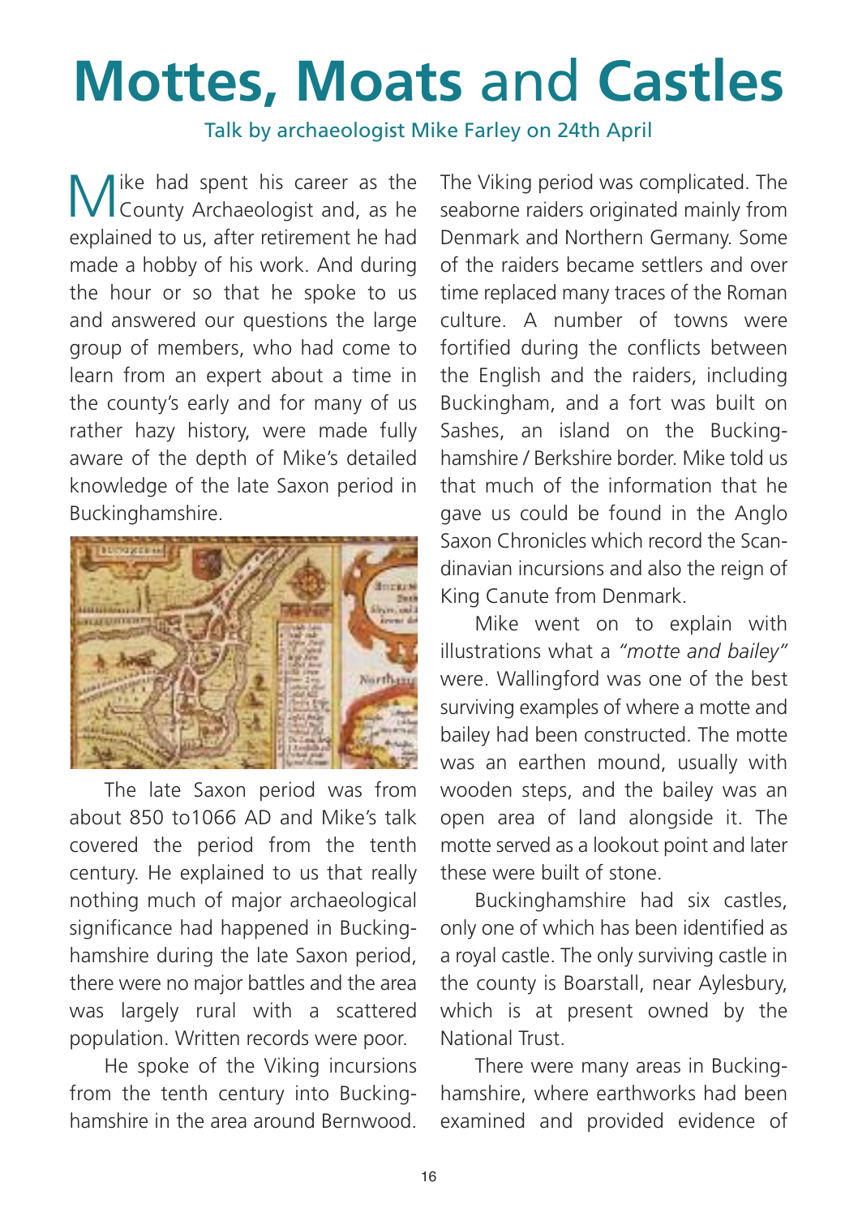# Mottes, Moats and Castles

Talk by archaeologist Mike Farley on 24th April

Mike had spent his career as the County Archaeologist and, as he explained to us, after retirement he had made a hobby of his work. And during the hour or so that he spoke to us and answered our questions the large group of members, who had come to learn from an expert about a time in the county's early and for many of us rather hazy history, were made fully aware of the depth of Mike's detailed knowledge of the late Saxon period in Buckinghamshire.

The late Saxon period was from about 850 to1066 AD and Mike's talk covered the period from the tenth century. He explained to us that really nothing much of major archaeological significance had happened in Buckinghamshire during the late Saxon period, there were no major battles and the area was largely rural with a scattered population. Written records were poor.

He spoke of the Viking incursions from the tenth century into Buckinghamshire in the area around Bernwood. The Viking period was complicated. The seaborne raiders originated mainly from Denmark and Northern Germany. Some of the raiders became settlers and over time replaced many traces of the Roman culture. A number of towns were fortified during the conflicts between the English and the raiders, including Buckingham, and a fort was built on Sashes, an island on the Buckinghamshire / Berkshire border. Mike told us that much of the information that he gave us could be found in the Anglo Saxon Chronicles which record the Scandinavian incursions and also the reign of King Canute from Denmark.

Mike went on to explain with illustrations what a *"motte and bailey"* were. Wallingford was one of the best surviving examples of where a motte and bailey had been constructed. The motte was an earthen mound, usually with wooden steps, and the bailey was an open area of land alongside it. The motte served as a lookout point and later these were built of stone.

Buckinghamshire had six castles, only one of which has been identified as a royal castle. The only surviving castle in the county is Boarstall, near Aylesbury, which is at present owned by the National Trust.

There were many areas in Buckinghamshire, where earthworks had been examined and provided evidence of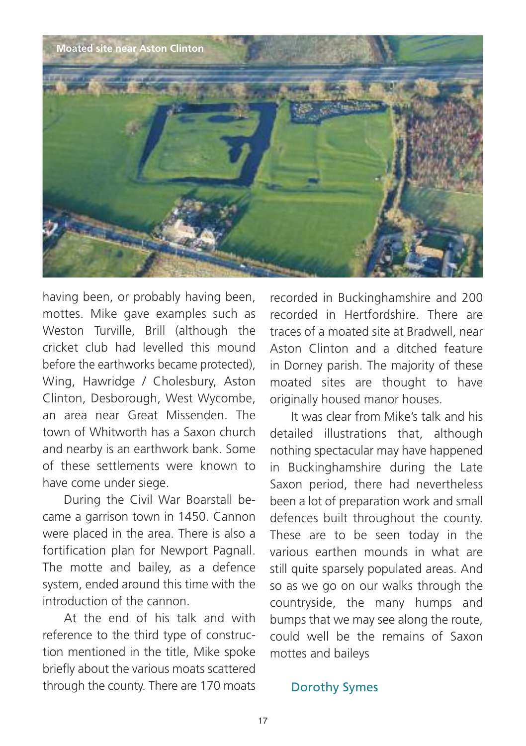Moated site near Aston Clinton

having been, or probably having been, mottes. Mike gave examples such as Weston Turville, Brill (although the cricket club had levelled this mound before the earthworks became protected), Wing, Hawridge / Cholesbury, Aston Clinton, Desborough, West Wycombe, an area near Great Missenden. The town of Whitworth has a Saxon church and nearby is an earthwork bank. Some of these settlements were known to have come under siege.

During the Civil War Boarstall became a garrison town in 1450. Cannon were placed in the area. There is also a fortification plan for Newport Pagnall. The motte and bailey, as a defence system, ended around this time with the introduction of the cannon.

At the end of his talk and with reference to the third type of construction mentioned in the title, Mike spoke briefly about the various moats scattered through the county. There are 170 moats recorded in Buckinghamshire and 200 recorded in Hertfordshire. There are traces of a moated site at Bradwell, near Aston Clinton and a ditched feature in Dorney parish. The majority of these moated sites are thought to have originally housed manor houses.

It was clear from Mike's talk and his detailed illustrations that, although nothing spectacular may have happened in Buckinghamshire during the Late Saxon period, there had nevertheless been a lot of preparation work and small defences built throughout the county. These are to be seen today in the various earthen mounds in what are still quite sparsely populated areas. And so as we go on our walks through the countryside, the many humps and bumps that we may see along the route, could well be the remains of Saxon mottes and baileys

Dorothy Symes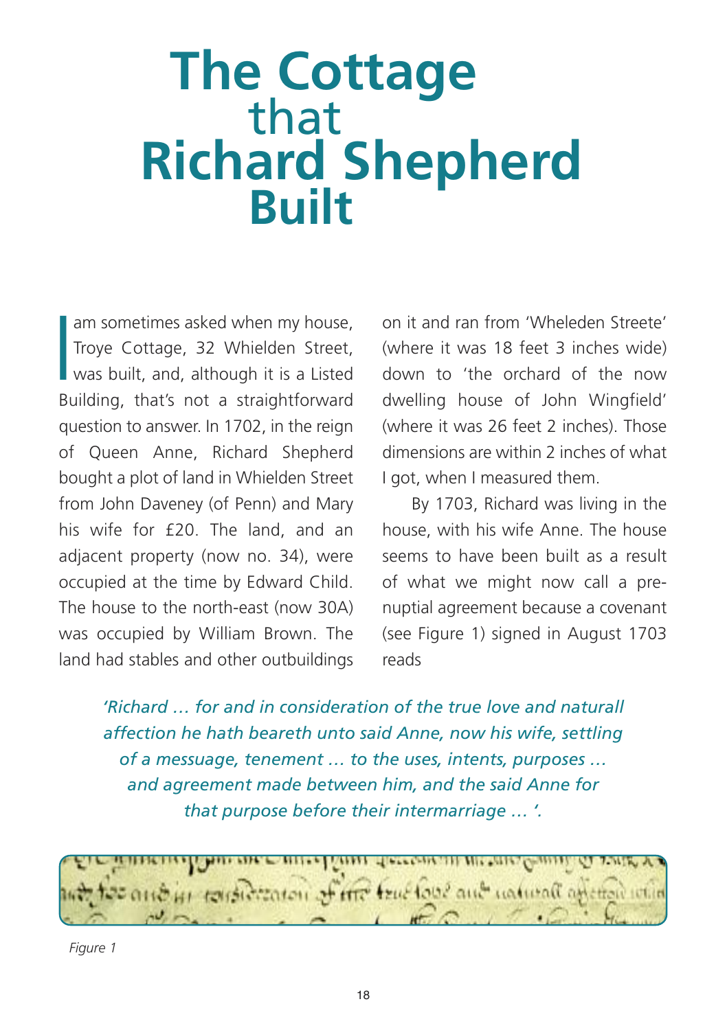# The Cottage that Richard Shepherd Built

I am sometimes asked when my house, Troye Cottage, 32 Whielden Street, was built, and, although it is a Listed Building, that's not a straightforward question to answer. In 1702, in the reign of Queen Anne, Richard Shepherd bought a plot of land in Whielden Street from John Daveney (of Penn) and Mary his wife for £20. The land, and an adjacent property (now no. 34), were occupied at the time by Edward Child. The house to the north-east (now 30A) was occupied by William Brown. The land had stables and other outbuildings on it and ran from 'Wheleden Streete' (where it was 18 feet 3 inches wide) down to 'the orchard of the now dwelling house of John Wingfield' (where it was 26 feet 2 inches). Those dimensions are within 2 inches of what I got, when I measured them.

By 1703, Richard was living in the house, with his wife Anne. The house seems to have been built as a result of what we might now call a pre-nuptial agreement because a covenant (see Figure 1) signed in August 1703 reads

*'Richard … for and in consideration of the true love and naturall affection he hath beareth unto said Anne, now his wife, settling of a messuage, tenement … to the uses, intents, purposes … and agreement made between him, and the said Anne for that purpose before their intermarriage … '.*

*Figure 1*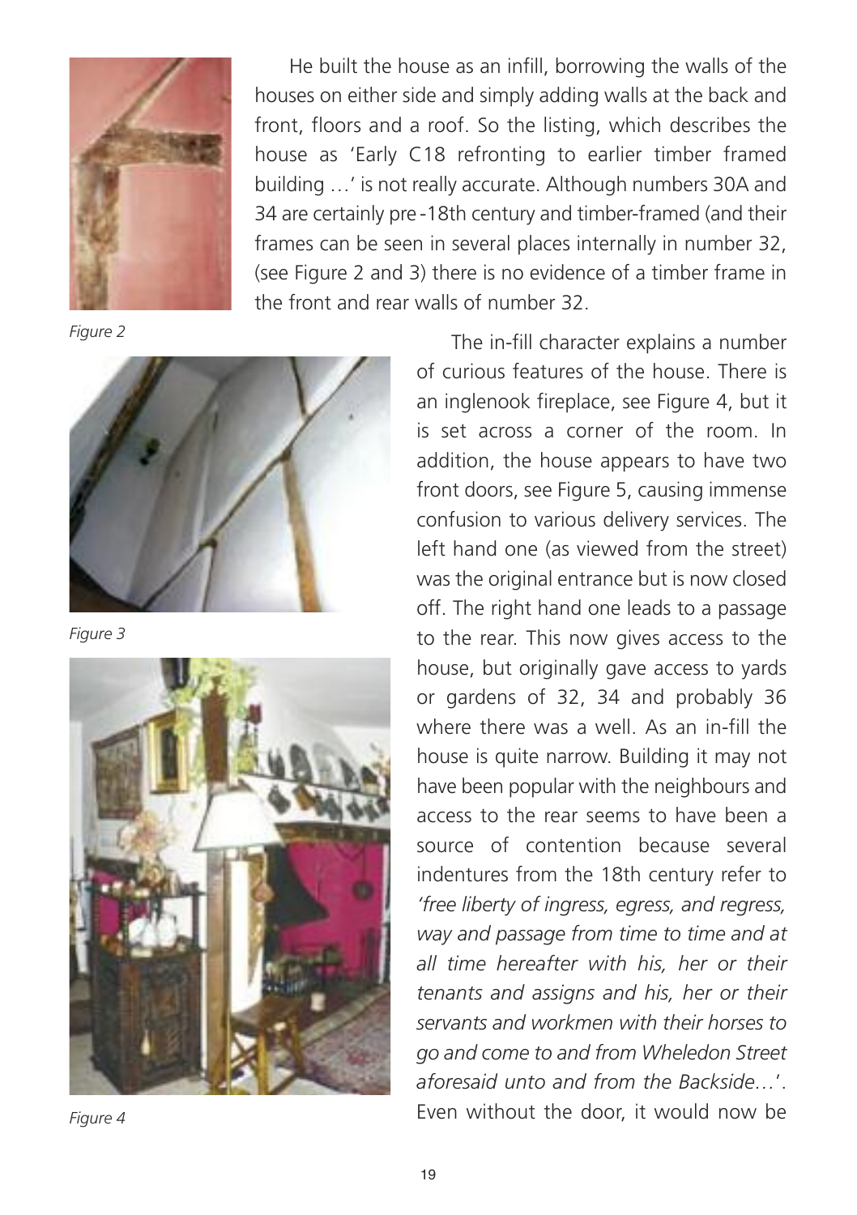He built the house as an infill, borrowing the walls of the houses on either side and simply adding walls at the back and front, floors and a roof. So the listing, which describes the house as 'Early C18 refronting to earlier timber framed building …' is not really accurate. Although numbers 30A and 34 are certainly pre-18th century and timber-framed (and their frames can be seen in several places internally in number 32, (see Figure 2 and 3) there is no evidence of a timber frame in the front and rear walls of number 32.

Figure 2

Figure 3

Figure 4

The in-fill character explains a number of curious features of the house. There is an inglenook fireplace, see Figure 4, but it is set across a corner of the room. In addition, the house appears to have two front doors, see Figure 5, causing immense confusion to various delivery services. The left hand one (as viewed from the street) was the original entrance but is now closed off. The right hand one leads to a passage to the rear. This now gives access to the house, but originally gave access to yards or gardens of 32, 34 and probably 36 where there was a well. As an in-fill the house is quite narrow. Building it may not have been popular with the neighbours and access to the rear seems to have been a source of contention because several indentures from the 18th century refer to *'free liberty of ingress, egress, and regress, way and passage from time to time and at all time hereafter with his, her or their tenants and assigns and his, her or their servants and workmen with their horses to go and come to and from Wheledon Street aforesaid unto and from the Backside…'*. Even without the door, it would now be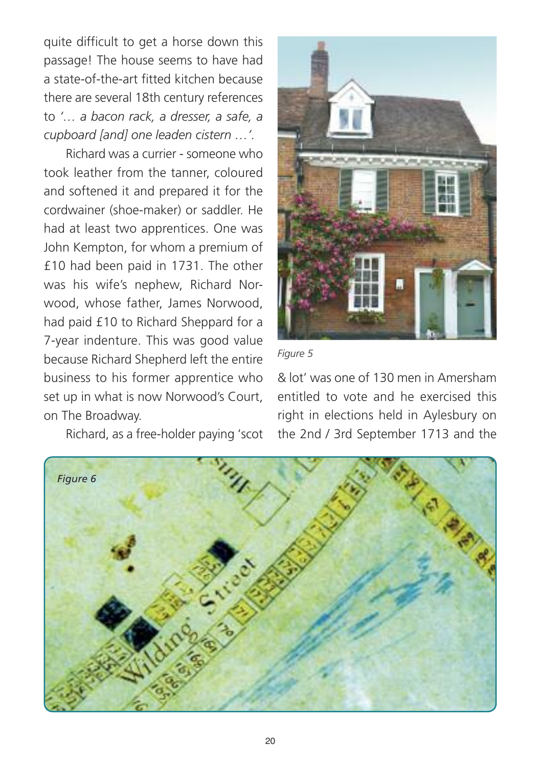quite difficult to get a horse down this passage! The house seems to have had a state-of-the-art fitted kitchen because there are several 18th century references to *'… a bacon rack, a dresser, a safe, a cupboard [and] one leaden cistern …'*.

Richard was a currier - someone who took leather from the tanner, coloured and softened it and prepared it for the cordwainer (shoe-maker) or saddler. He had at least two apprentices. One was John Kempton, for whom a premium of £10 had been paid in 1731. The other was his wife's nephew, Richard Norwood, whose father, James Norwood, had paid £10 to Richard Sheppard for a 7-year indenture. This was good value because Richard Shepherd left the entire business to his former apprentice who set up in what is now Norwood's Court, on The Broadway.

*Figure 5*

Richard, as a free-holder paying 'scot & lot' was one of 130 men in Amersham entitled to vote and he exercised this right in elections held in Aylesbury on the 2nd / 3rd September 1713 and the

*Figure 6*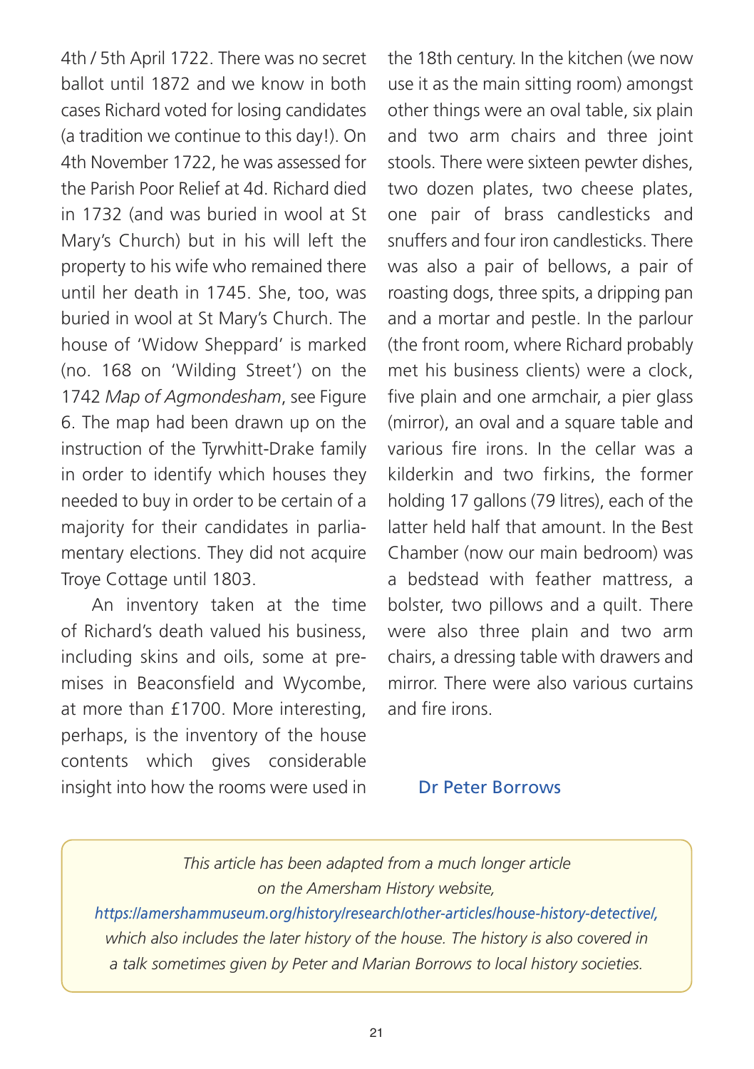4th / 5th April 1722. There was no secret ballot until 1872 and we know in both cases Richard voted for losing candidates (a tradition we continue to this day!). On 4th November 1722, he was assessed for the Parish Poor Relief at 4d. Richard died in 1732 (and was buried in wool at St Mary's Church) but in his will left the property to his wife who remained there until her death in 1745. She, too, was buried in wool at St Mary's Church. The house of 'Widow Sheppard' is marked (no. 168 on 'Wilding Street') on the 1742 *Map of Agmondesham*, see Figure 6. The map had been drawn up on the instruction of the Tyrwhitt-Drake family in order to identify which houses they needed to buy in order to be certain of a majority for their candidates in parliamentary elections. They did not acquire Troye Cottage until 1803.

An inventory taken at the time of Richard's death valued his business, including skins and oils, some at premises in Beaconsfield and Wycombe, at more than £1700. More interesting, perhaps, is the inventory of the house contents which gives considerable insight into how the rooms were used in the 18th century. In the kitchen (we now use it as the main sitting room) amongst other things were an oval table, six plain and two arm chairs and three joint stools. There were sixteen pewter dishes, two dozen plates, two cheese plates, one pair of brass candlesticks and snuffers and four iron candlesticks. There was also a pair of bellows, a pair of roasting dogs, three spits, a dripping pan and a mortar and pestle. In the parlour (the front room, where Richard probably met his business clients) were a clock, five plain and one armchair, a pier glass (mirror), an oval and a square table and various fire irons. In the cellar was a kilderkin and two firkins, the former holding 17 gallons (79 litres), each of the latter held half that amount. In the Best Chamber (now our main bedroom) was a bedstead with feather mattress, a bolster, two pillows and a quilt. There were also three plain and two arm chairs, a dressing table with drawers and mirror. There were also various curtains and fire irons.

**Dr Peter Borrows**

*This article has been adapted from a much longer article on the Amersham History website, https://amershammuseum.org/history/research/other-articles/house-history-detective/, which also includes the later history of the house. The history is also covered in a talk sometimes given by Peter and Marian Borrows to local history societies.*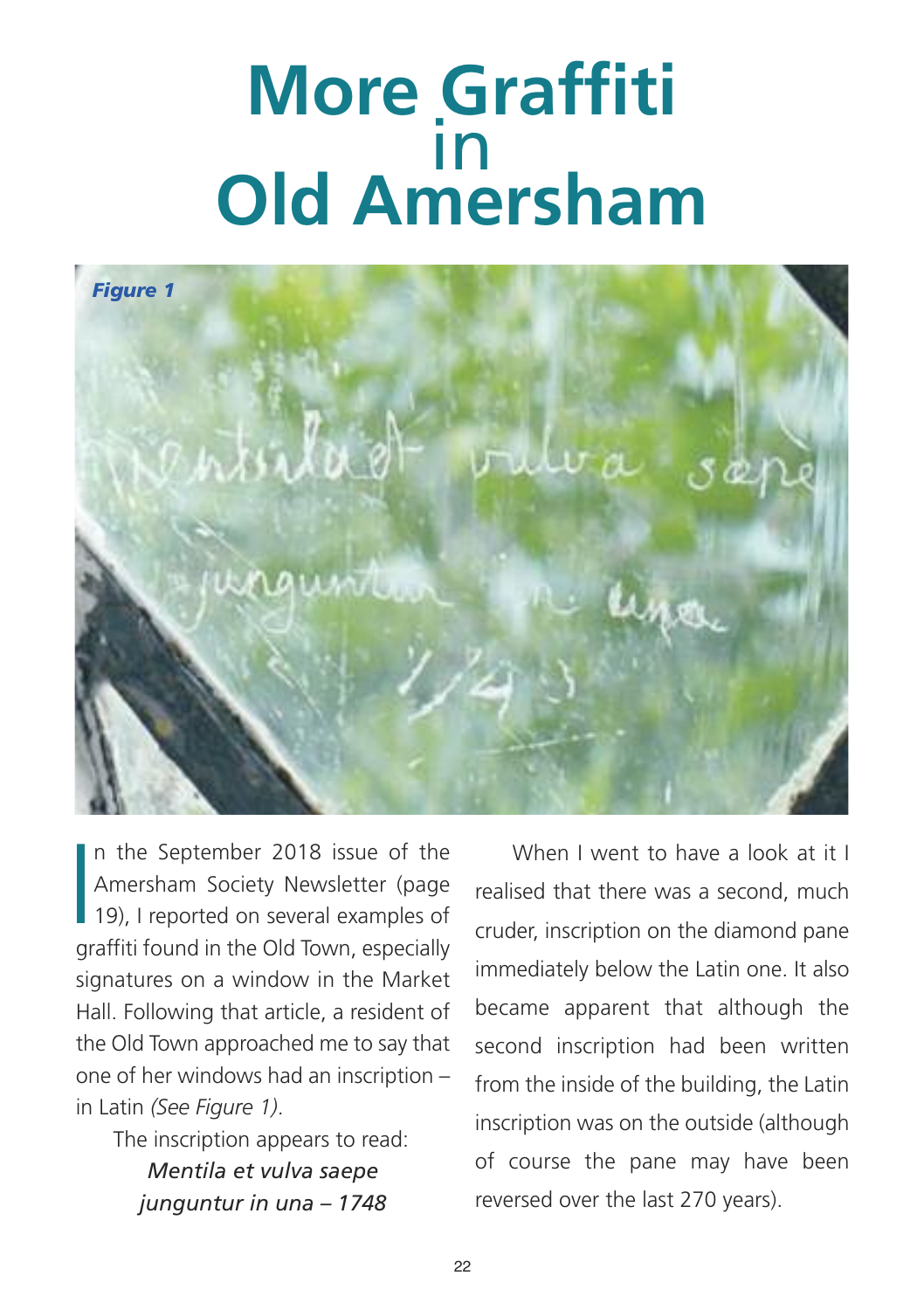# More Graffiti in Old Amersham

*Figure 1*

In the September 2018 issue of the Amersham Society Newsletter (page 19), I reported on several examples of graffiti found in the Old Town, especially signatures on a window in the Market Hall. Following that article, a resident of the Old Town approached me to say that one of her windows had an inscription – in Latin *(See Figure 1)*.

The inscription appears to read:

*Mentila et vulva saepe*
*junguntur in una – 1748*

When I went to have a look at it I realised that there was a second, much cruder, inscription on the diamond pane immediately below the Latin one. It also became apparent that although the second inscription had been written from the inside of the building, the Latin inscription was on the outside (although of course the pane may have been reversed over the last 270 years).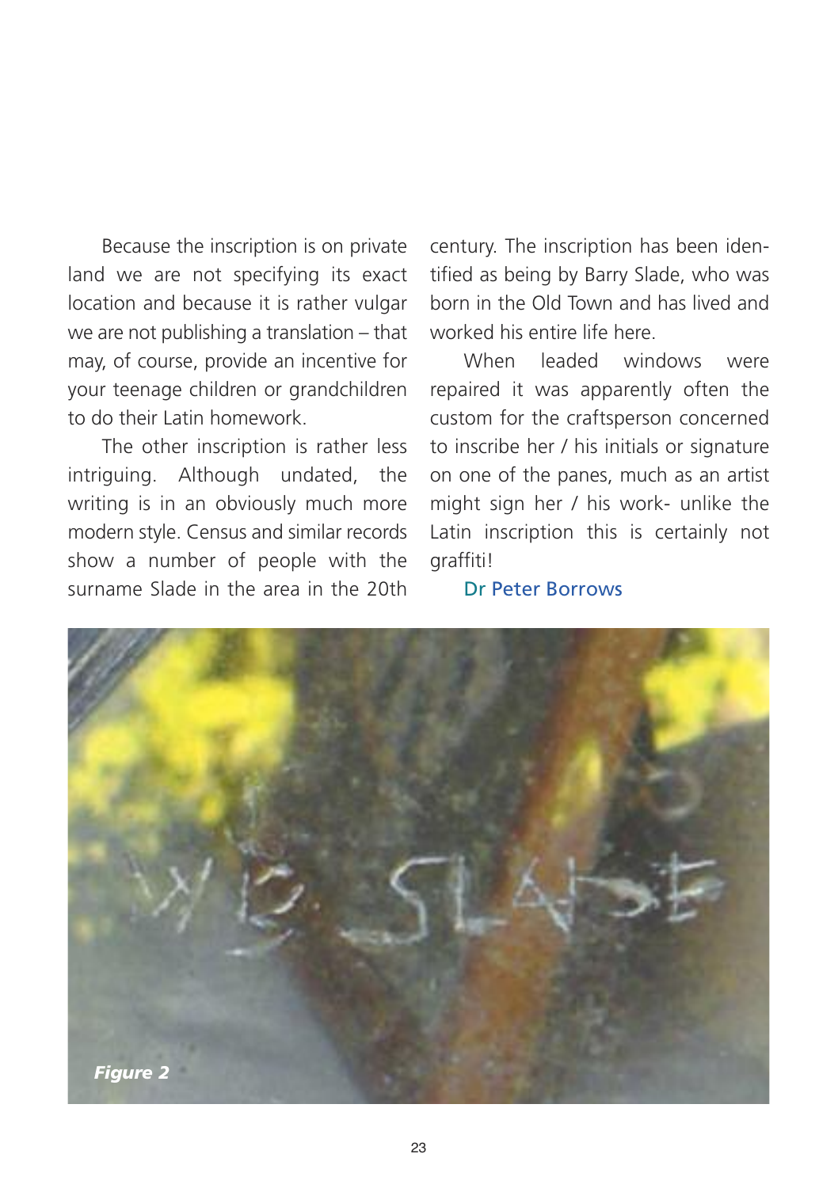Because the inscription is on private land we are not specifying its exact location and because it is rather vulgar we are not publishing a translation – that may, of course, provide an incentive for your teenage children or grandchildren to do their Latin homework.

The other inscription is rather less intriguing. Although undated, the writing is in an obviously much more modern style. Census and similar records show a number of people with the surname Slade in the area in the 20th century. The inscription has been identified as being by Barry Slade, who was born in the Old Town and has lived and worked his entire life here.

When leaded windows were repaired it was apparently often the custom for the craftsperson concerned to inscribe her / his initials or signature on one of the panes, much as an artist might sign her / his work- unlike the Latin inscription this is certainly not graffiti!

Dr Peter Borrows

*Figure 2*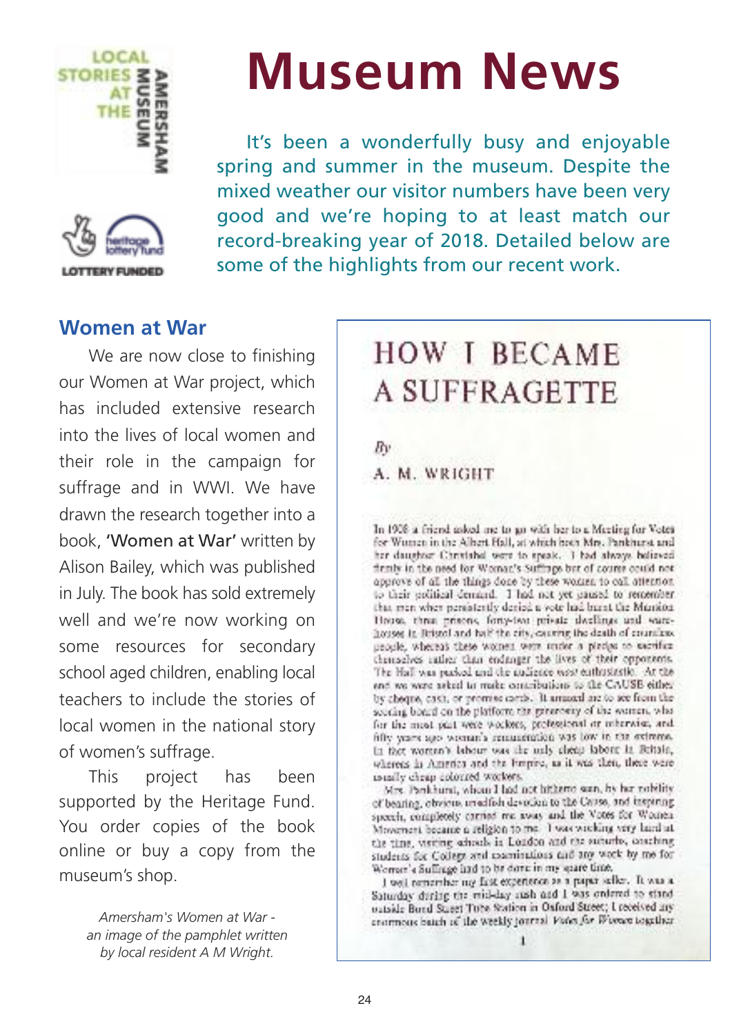# Museum News

It's been a wonderfully busy and enjoyable spring and summer in the museum. Despite the mixed weather our visitor numbers have been very good and we're hoping to at least match our record-breaking year of 2018. Detailed below are some of the highlights from our recent work.

## Women at War

We are now close to finishing our Women at War project, which has included extensive research into the lives of local women and their role in the campaign for suffrage and in WWI. We have drawn the research together into a book, **'Women at War'** written by Alison Bailey, which was published in July. The book has sold extremely well and we're now working on some resources for secondary school aged children, enabling local teachers to include the stories of local women in the national story of women's suffrage.

This project has been supported by the Heritage Fund. You order copies of the book online or buy a copy from the museum's shop.

*Amersham's Women at War - an image of the pamphlet written by local resident A M Wright.*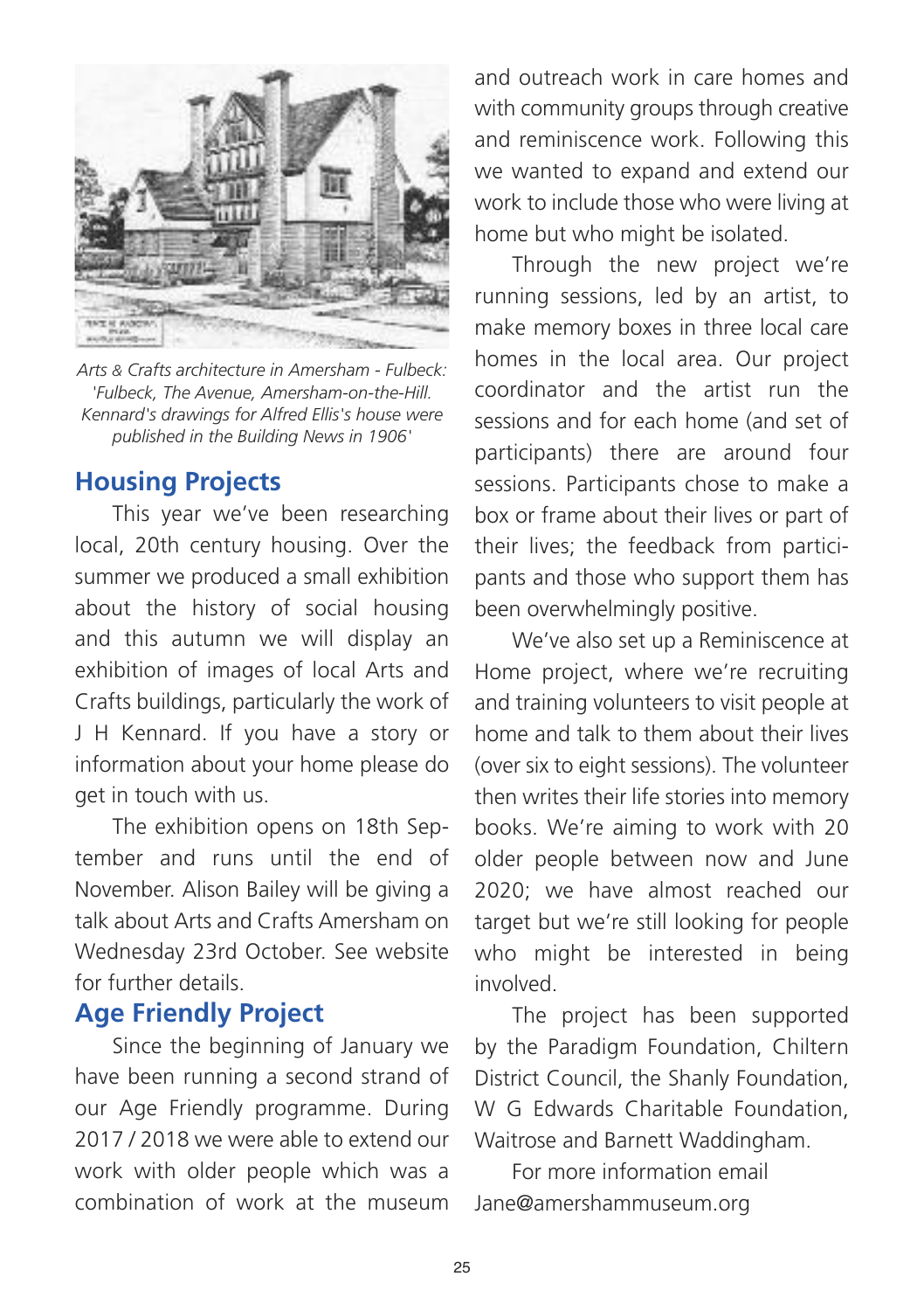*Arts & Crafts architecture in Amersham - Fulbeck: 'Fulbeck, The Avenue, Amersham-on-the-Hill. Kennard's drawings for Alfred Ellis's house were published in the Building News in 1906'*

## Housing Projects

This year we've been researching local, 20th century housing. Over the summer we produced a small exhibition about the history of social housing and this autumn we will display an exhibition of images of local Arts and Crafts buildings, particularly the work of J H Kennard. If you have a story or information about your home please do get in touch with us.

The exhibition opens on 18th September and runs until the end of November. Alison Bailey will be giving a talk about Arts and Crafts Amersham on Wednesday 23rd October. See website for further details.

## Age Friendly Project

Since the beginning of January we have been running a second strand of our Age Friendly programme. During 2017 / 2018 we were able to extend our work with older people which was a combination of work at the museum and outreach work in care homes and with community groups through creative and reminiscence work. Following this we wanted to expand and extend our work to include those who were living at home but who might be isolated.

Through the new project we're running sessions, led by an artist, to make memory boxes in three local care homes in the local area. Our project coordinator and the artist run the sessions and for each home (and set of participants) there are around four sessions. Participants chose to make a box or frame about their lives or part of their lives; the feedback from participants and those who support them has been overwhelmingly positive.

We've also set up a Reminiscence at Home project, where we're recruiting and training volunteers to visit people at home and talk to them about their lives (over six to eight sessions). The volunteer then writes their life stories into memory books. We're aiming to work with 20 older people between now and June 2020; we have almost reached our target but we're still looking for people who might be interested in being involved.

The project has been supported by the Paradigm Foundation, Chiltern District Council, the Shanly Foundation, W G Edwards Charitable Foundation, Waitrose and Barnett Waddingham.

For more information email Jane@amershammuseum.org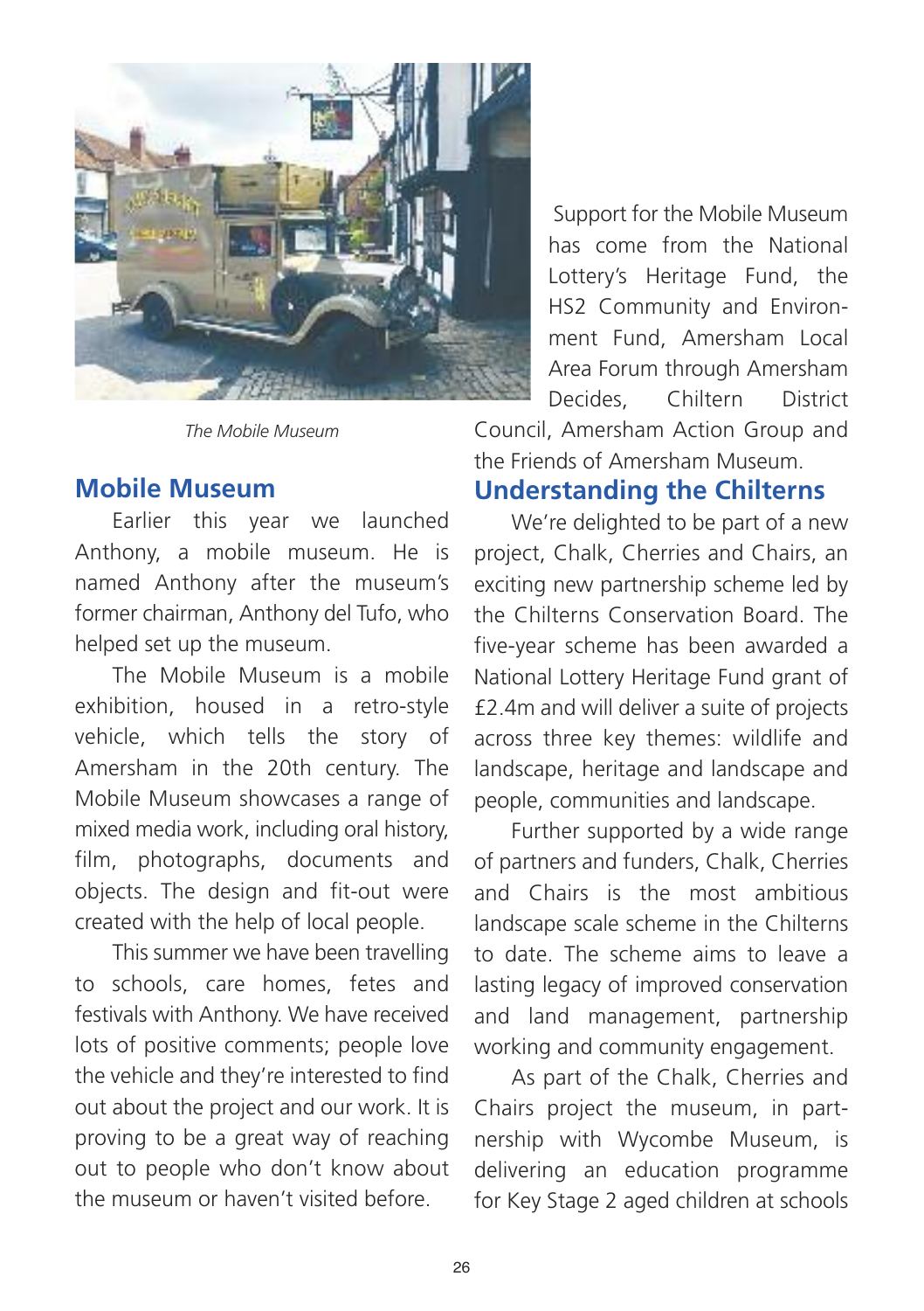*The Mobile Museum*

## Mobile Museum

Earlier this year we launched Anthony, a mobile museum. He is named Anthony after the museum's former chairman, Anthony del Tufo, who helped set up the museum.

The Mobile Museum is a mobile exhibition, housed in a retro-style vehicle, which tells the story of Amersham in the 20th century. The Mobile Museum showcases a range of mixed media work, including oral history, film, photographs, documents and objects. The design and fit-out were created with the help of local people.

This summer we have been travelling to schools, care homes, fetes and festivals with Anthony. We have received lots of positive comments; people love the vehicle and they're interested to find out about the project and our work. It is proving to be a great way of reaching out to people who don't know about the museum or haven't visited before.

Support for the Mobile Museum has come from the National Lottery's Heritage Fund, the HS2 Community and Environment Fund, Amersham Local Area Forum through Amersham Decides, Chiltern District Council, Amersham Action Group and the Friends of Amersham Museum.

## Understanding the Chilterns

We're delighted to be part of a new project, Chalk, Cherries and Chairs, an exciting new partnership scheme led by the Chilterns Conservation Board. The five-year scheme has been awarded a National Lottery Heritage Fund grant of £2.4m and will deliver a suite of projects across three key themes: wildlife and landscape, heritage and landscape and people, communities and landscape.

Further supported by a wide range of partners and funders, Chalk, Cherries and Chairs is the most ambitious landscape scale scheme in the Chilterns to date. The scheme aims to leave a lasting legacy of improved conservation and land management, partnership working and community engagement.

As part of the Chalk, Cherries and Chairs project the museum, in partnership with Wycombe Museum, is delivering an education programme for Key Stage 2 aged children at schools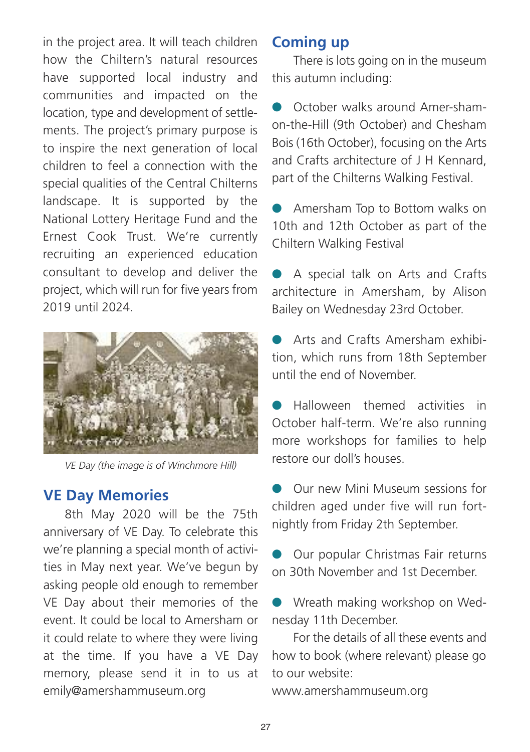in the project area. It will teach children how the Chiltern's natural resources have supported local industry and communities and impacted on the location, type and development of settlements. The project's primary purpose is to inspire the next generation of local children to feel a connection with the special qualities of the Central Chilterns landscape. It is supported by the National Lottery Heritage Fund and the Ernest Cook Trust. We're currently recruiting an experienced education consultant to develop and deliver the project, which will run for five years from 2019 until 2024.

*VE Day (the image is of Winchmore Hill)*

## VE Day Memories

8th May 2020 will be the 75th anniversary of VE Day. To celebrate this we're planning a special month of activities in May next year. We've begun by asking people old enough to remember VE Day about their memories of the event. It could be local to Amersham or it could relate to where they were living at the time. If you have a VE Day memory, please send it in to us at emily@amershammuseum.org

## Coming up

There is lots going on in the museum this autumn including:

- October walks around Amersham-on-the-Hill (9th October) and Chesham Bois (16th October), focusing on the Arts and Crafts architecture of J H Kennard, part of the Chilterns Walking Festival.
- Amersham Top to Bottom walks on 10th and 12th October as part of the Chiltern Walking Festival
- A special talk on Arts and Crafts architecture in Amersham, by Alison Bailey on Wednesday 23rd October.
- Arts and Crafts Amersham exhibition, which runs from 18th September until the end of November.
- Halloween themed activities in October half-term. We're also running more workshops for families to help restore our doll's houses.
- Our new Mini Museum sessions for children aged under five will run fortnightly from Friday 2th September.
- Our popular Christmas Fair returns on 30th November and 1st December.
- Wreath making workshop on Wednesday 11th December.

For the details of all these events and how to book (where relevant) please go to our website:
www.amershammuseum.org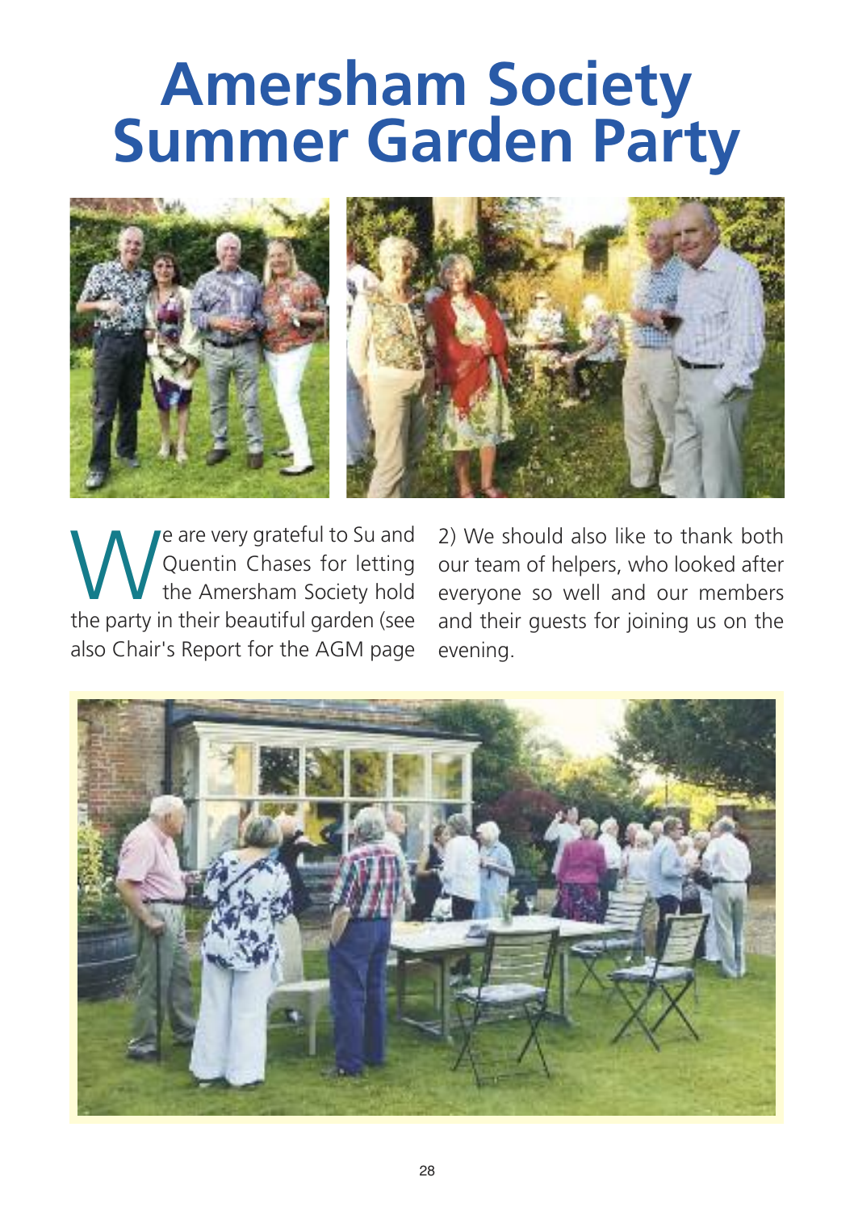# Amersham Society Summer Garden Party

We are very grateful to Su and Quentin Chases for letting the Amersham Society hold the party in their beautiful garden (see also Chair's Report for the AGM page 2) We should also like to thank both our team of helpers, who looked after everyone so well and our members and their guests for joining us on the evening.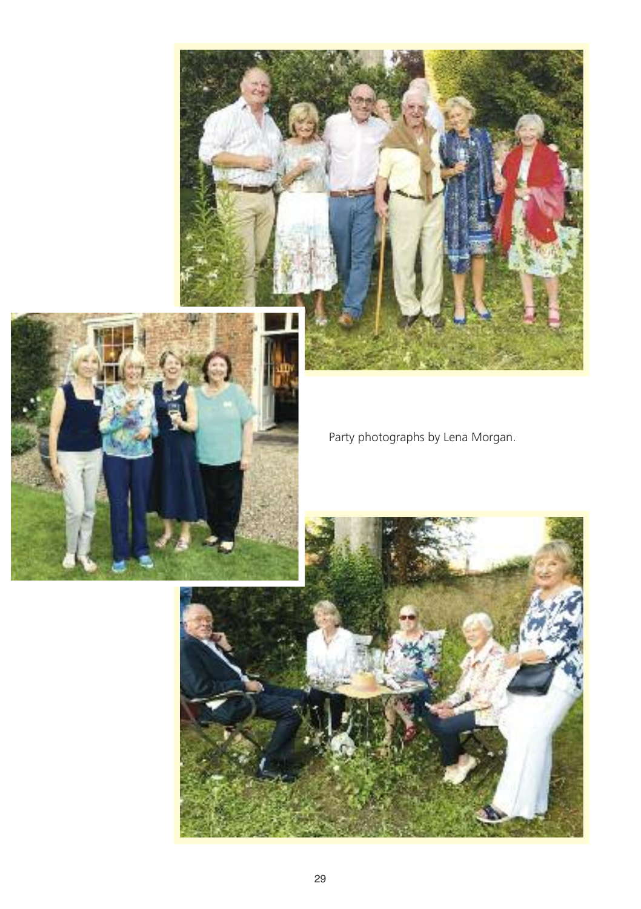Party photographs by Lena Morgan.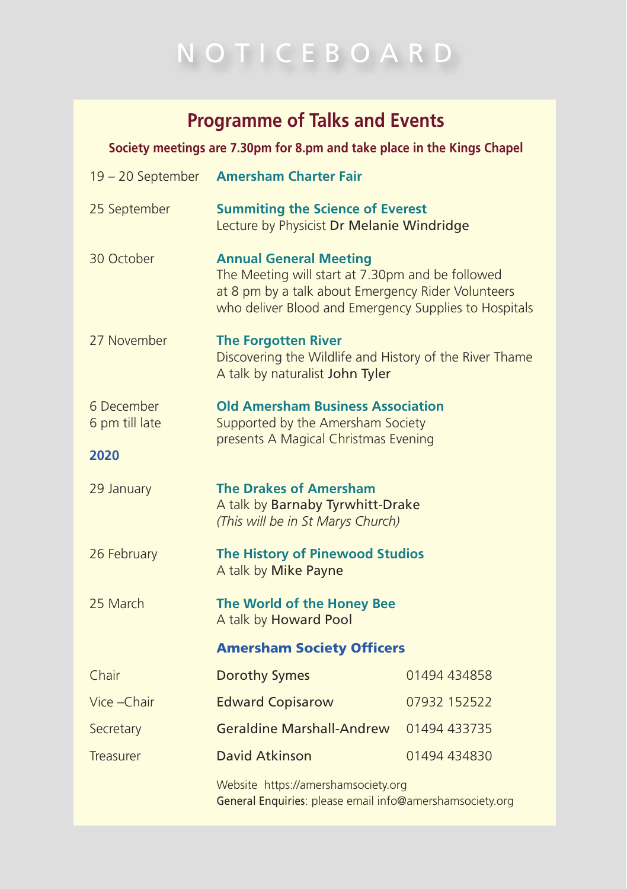# NOTICEBOARD

## Programme of Talks and Events

**Society meetings are 7.30pm for 8.pm and take place in the Kings Chapel**

| | |
|---|---|
| 19 – 20 September | **Amersham Charter Fair** |
| 25 September | **Summiting the Science of Everest**<br>Lecture by Physicist Dr Melanie Windridge |
| 30 October | **Annual General Meeting**<br>The Meeting will start at 7.30pm and be followed at 8 pm by a talk about Emergency Rider Volunteers who deliver Blood and Emergency Supplies to Hospitals |
| 27 November | **The Forgotten River**<br>Discovering the Wildlife and History of the River Thame<br>A talk by naturalist John Tyler |
| 6 December<br>6 pm till late | **Old Amersham Business Association**<br>Supported by the Amersham Society presents A Magical Christmas Evening |
| **2020** | |
| 29 January | **The Drakes of Amersham**<br>A talk by Barnaby Tyrwhitt-Drake<br>*(This will be in St Marys Church)* |
| 26 February | **The History of Pinewood Studios**<br>A talk by Mike Payne |
| 25 March | **The World of the Honey Bee**<br>A talk by Howard Pool |

### Amersham Society Officers

| | | |
|---|---|---|
| Chair | Dorothy Symes | 01494 434858 |
| Vice –Chair | Edward Copisarow | 07932 152522 |
| Secretary | Geraldine Marshall-Andrew | 01494 433735 |
| Treasurer | David Atkinson | 01494 434830 |

Website https://amershamsociety.org

General Enquiries: please email info@amershamsociety.org